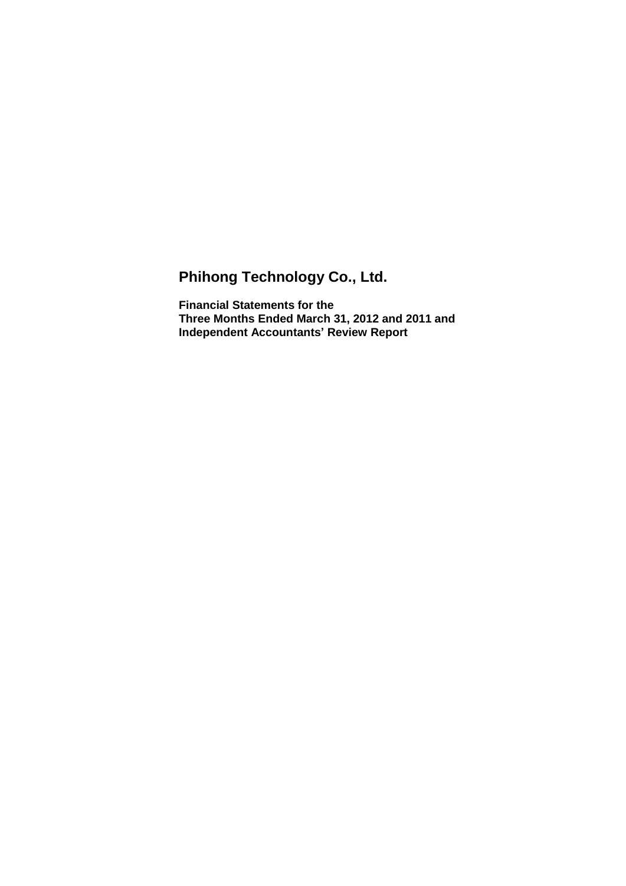# Phihong Technology Co., Ltd.

**Financial Statements for the**
**Three Months Ended March 31, 2012 and 2011 and**
**Independent Accountants' Review Report**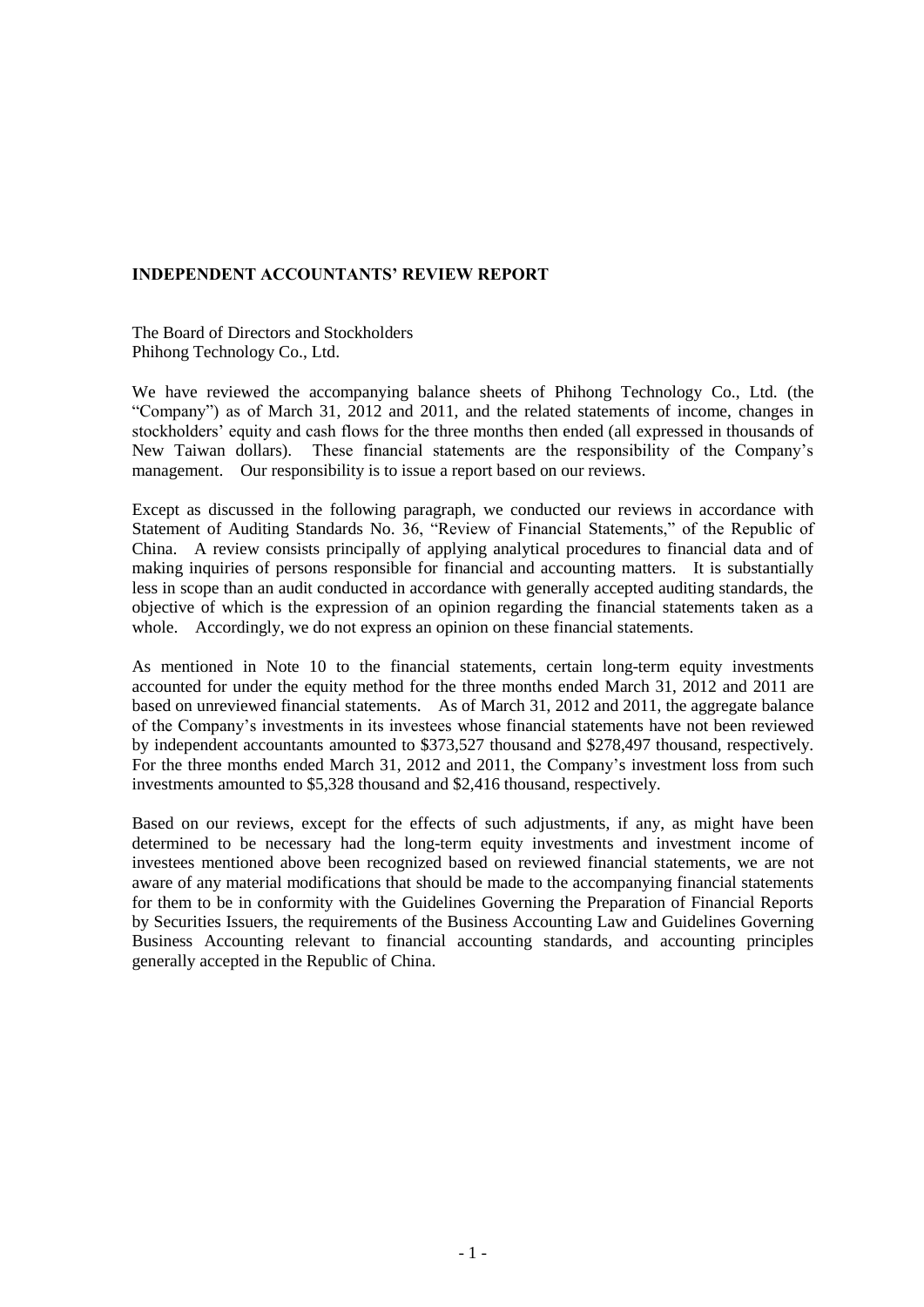**INDEPENDENT ACCOUNTANTS' REVIEW REPORT**

The Board of Directors and Stockholders
Phihong Technology Co., Ltd.

We have reviewed the accompanying balance sheets of Phihong Technology Co., Ltd. (the "Company") as of March 31, 2012 and 2011, and the related statements of income, changes in stockholders' equity and cash flows for the three months then ended (all expressed in thousands of New Taiwan dollars). These financial statements are the responsibility of the Company's management. Our responsibility is to issue a report based on our reviews.

Except as discussed in the following paragraph, we conducted our reviews in accordance with Statement of Auditing Standards No. 36, "Review of Financial Statements," of the Republic of China. A review consists principally of applying analytical procedures to financial data and of making inquiries of persons responsible for financial and accounting matters. It is substantially less in scope than an audit conducted in accordance with generally accepted auditing standards, the objective of which is the expression of an opinion regarding the financial statements taken as a whole. Accordingly, we do not express an opinion on these financial statements.

As mentioned in Note 10 to the financial statements, certain long-term equity investments accounted for under the equity method for the three months ended March 31, 2012 and 2011 are based on unreviewed financial statements. As of March 31, 2012 and 2011, the aggregate balance of the Company's investments in its investees whose financial statements have not been reviewed by independent accountants amounted to $373,527 thousand and $278,497 thousand, respectively. For the three months ended March 31, 2012 and 2011, the Company's investment loss from such investments amounted to $5,328 thousand and $2,416 thousand, respectively.

Based on our reviews, except for the effects of such adjustments, if any, as might have been determined to be necessary had the long-term equity investments and investment income of investees mentioned above been recognized based on reviewed financial statements, we are not aware of any material modifications that should be made to the accompanying financial statements for them to be in conformity with the Guidelines Governing the Preparation of Financial Reports by Securities Issuers, the requirements of the Business Accounting Law and Guidelines Governing Business Accounting relevant to financial accounting standards, and accounting principles generally accepted in the Republic of China.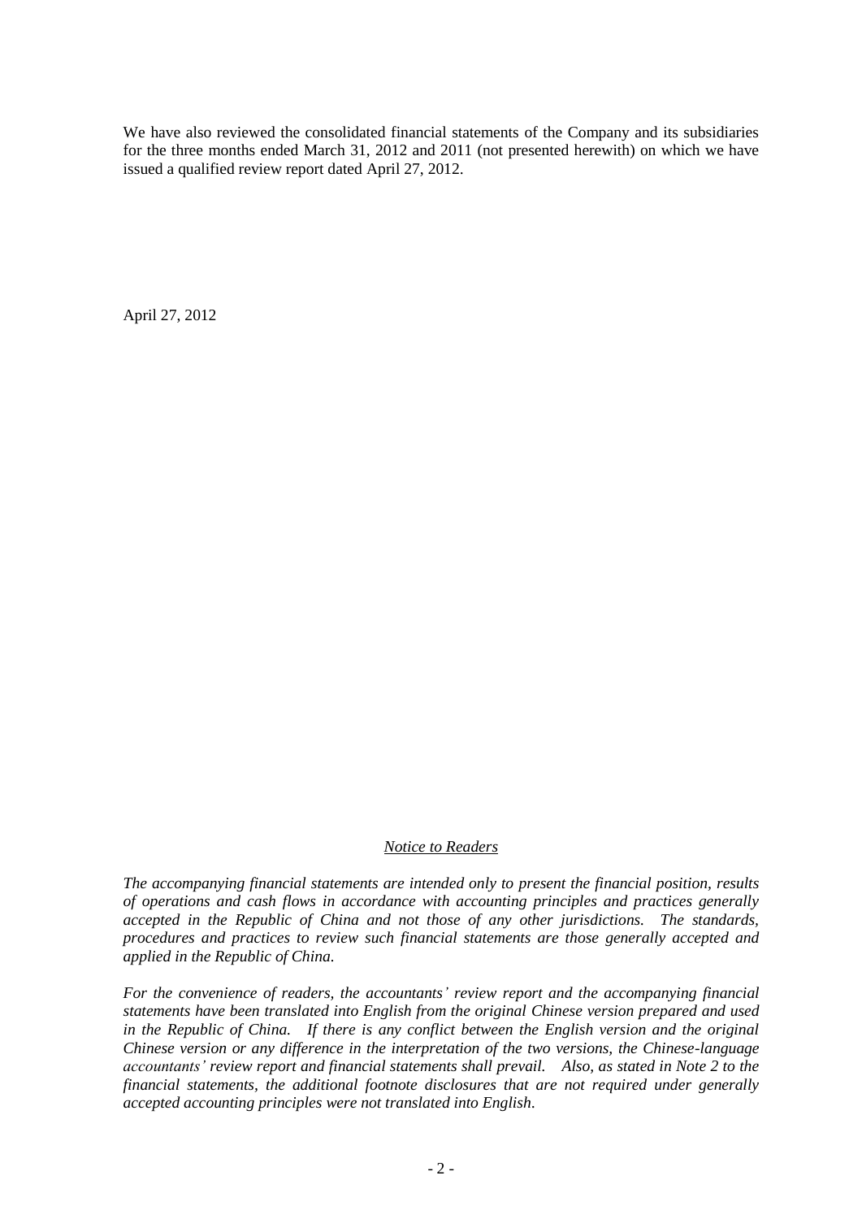We have also reviewed the consolidated financial statements of the Company and its subsidiaries for the three months ended March 31, 2012 and 2011 (not presented herewith) on which we have issued a qualified review report dated April 27, 2012.

April 27, 2012

*<u>Notice to Readers</u>*

*The accompanying financial statements are intended only to present the financial position, results of operations and cash flows in accordance with accounting principles and practices generally accepted in the Republic of China and not those of any other jurisdictions. The standards, procedures and practices to review such financial statements are those generally accepted and applied in the Republic of China.*

*For the convenience of readers, the accountants' review report and the accompanying financial statements have been translated into English from the original Chinese version prepared and used in the Republic of China. If there is any conflict between the English version and the original Chinese version or any difference in the interpretation of the two versions, the Chinese-language accountants' review report and financial statements shall prevail. Also, as stated in Note 2 to the financial statements, the additional footnote disclosures that are not required under generally accepted accounting principles were not translated into English.*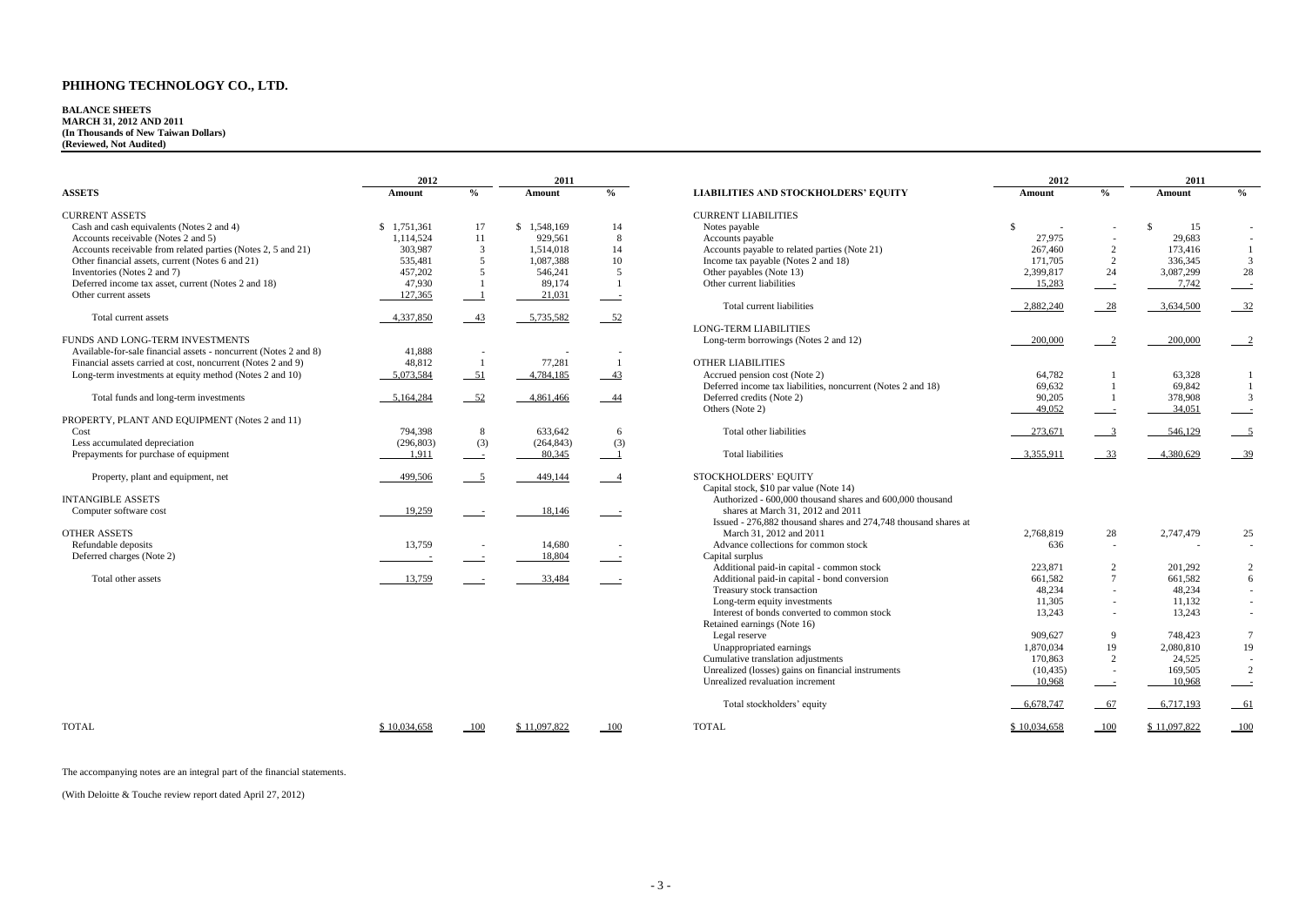# PHIHONG TECHNOLOGY CO., LTD.

**BALANCE SHEETS**
**MARCH 31, 2012 AND 2011**
**(In Thousands of New Taiwan Dollars)**
**(Reviewed, Not Audited)**

| ASSETS | 2012 Amount | % | 2011 Amount | % |
|---|---|---|---|---|
| CURRENT ASSETS | | | | |
| Cash and cash equivalents (Notes 2 and 4) | $ 1,751,361 | 17 | $ 1,548,169 | 14 |
| Accounts receivable (Notes 2 and 5) | 1,114,524 | 11 | 929,561 | 8 |
| Accounts receivable from related parties (Notes 2, 5 and 21) | 303,987 | 3 | 1,514,018 | 14 |
| Other financial assets, current (Notes 6 and 21) | 535,481 | 5 | 1,087,388 | 10 |
| Inventories (Notes 2 and 7) | 457,202 | 5 | 546,241 | 5 |
| Deferred income tax asset, current (Notes 2 and 18) | 47,930 | 1 | 89,174 | 1 |
| Other current assets | 127,365 | 1 | 21,031 | - |
| Total current assets | 4,337,850 | 43 | 5,735,582 | 52 |
| FUNDS AND LONG-TERM INVESTMENTS | | | | |
| Available-for-sale financial assets - noncurrent (Notes 2 and 8) | 41,888 | - | - | - |
| Financial assets carried at cost, noncurrent (Notes 2 and 9) | 48,812 | 1 | 77,281 | 1 |
| Long-term investments at equity method (Notes 2 and 10) | 5,073,584 | 51 | 4,784,185 | 43 |
| Total funds and long-term investments | 5,164,284 | 52 | 4,861,466 | 44 |
| PROPERTY, PLANT AND EQUIPMENT (Notes 2 and 11) | | | | |
| Cost | 794,398 | 8 | 633,642 | 6 |
| Less accumulated depreciation | (296,803) | (3) | (264,843) | (3) |
| Prepayments for purchase of equipment | 1,911 | - | 80,345 | 1 |
| Property, plant and equipment, net | 499,506 | 5 | 449,144 | 4 |
| INTANGIBLE ASSETS | | | | |
| Computer software cost | 19,259 | - | 18,146 | - |
| OTHER ASSETS | | | | |
| Refundable deposits | 13,759 | - | 14,680 | - |
| Deferred charges (Note 2) | - | - | 18,804 | - |
| Total other assets | 13,759 | - | 33,484 | - |
| TOTAL | $ 10,034,658 | 100 | $ 11,097,822 | 100 |

| LIABILITIES AND STOCKHOLDERS' EQUITY | 2012 Amount | % | 2011 Amount | % |
|---|---|---|---|---|
| CURRENT LIABILITIES | | | | |
| Notes payable | $ - | - | $ 15 | - |
| Accounts payable | 27,975 | - | 29,683 | - |
| Accounts payable to related parties (Note 21) | 267,460 | 2 | 173,416 | 1 |
| Income tax payable (Notes 2 and 18) | 171,705 | 2 | 336,345 | 3 |
| Other payables (Note 13) | 2,399,817 | 24 | 3,087,299 | 28 |
| Other current liabilities | 15,283 | - | 7,742 | - |
| Total current liabilities | 2,882,240 | 28 | 3,634,500 | 32 |
| LONG-TERM LIABILITIES | | | | |
| Long-term borrowings (Notes 2 and 12) | 200,000 | 2 | 200,000 | 2 |
| OTHER LIABILITIES | | | | |
| Accrued pension cost (Note 2) | 64,782 | 1 | 63,328 | 1 |
| Deferred income tax liabilities, noncurrent (Notes 2 and 18) | 69,632 | 1 | 69,842 | 1 |
| Deferred credits (Note 2) | 90,205 | 1 | 378,908 | 3 |
| Others (Note 2) | 49,052 | - | 34,051 | - |
| Total other liabilities | 273,671 | 3 | 546,129 | 5 |
| Total liabilities | 3,355,911 | 33 | 4,380,629 | 39 |
| STOCKHOLDERS' EQUITY | | | | |
| Capital stock, $10 par value (Note 14) | | | | |
| Authorized - 600,000 thousand shares and 600,000 thousand shares at March 31, 2012 and 2011 | | | | |
| Issued - 276,882 thousand shares and 274,748 thousand shares at March 31, 2012 and 2011 | 2,768,819 | 28 | 2,747,479 | 25 |
| Advance collections for common stock | 636 | - | - | - |
| Capital surplus | | | | |
| Additional paid-in capital - common stock | 223,871 | 2 | 201,292 | 2 |
| Additional paid-in capital - bond conversion | 661,582 | 7 | 661,582 | 6 |
| Treasury stock transaction | 48,234 | - | 48,234 | - |
| Long-term equity investments | 11,305 | - | 11,132 | - |
| Interest of bonds converted to common stock | 13,243 | - | 13,243 | - |
| Retained earnings (Note 16) | | | | |
| Legal reserve | 909,627 | 9 | 748,423 | 7 |
| Unappropriated earnings | 1,870,034 | 19 | 2,080,810 | 19 |
| Cumulative translation adjustments | 170,863 | 2 | 24,525 | - |
| Unrealized (losses) gains on financial instruments | (10,435) | - | 169,505 | 2 |
| Unrealized revaluation increment | 10,968 | - | 10,968 | - |
| Total stockholders' equity | 6,678,747 | 67 | 6,717,193 | 61 |
| TOTAL | $ 10,034,658 | 100 | $ 11,097,822 | 100 |

The accompanying notes are an integral part of the financial statements.

(With Deloitte & Touche review report dated April 27, 2012)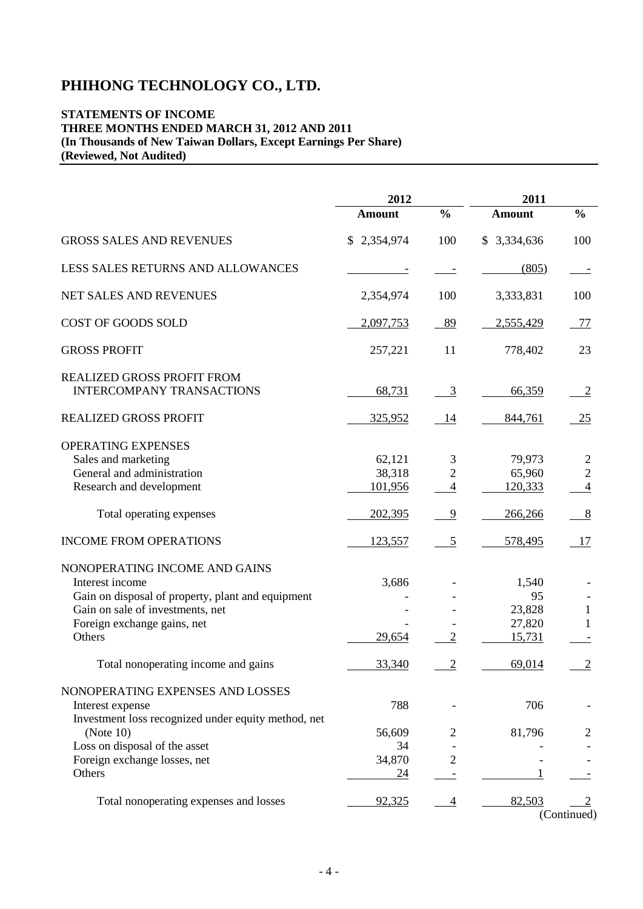# PHIHONG TECHNOLOGY CO., LTD.

**STATEMENTS OF INCOME**
**THREE MONTHS ENDED MARCH 31, 2012 AND 2011**
**(In Thousands of New Taiwan Dollars, Except Earnings Per Share)**
**(Reviewed, Not Audited)**

| | 2012 | | 2011 | |
|---|---|---|---|---|
| | **Amount** | **%** | **Amount** | **%** |
| GROSS SALES AND REVENUES | $ 2,354,974 | 100 | $ 3,334,636 | 100 |
| LESS SALES RETURNS AND ALLOWANCES | - | - | (805) | - |
| NET SALES AND REVENUES | 2,354,974 | 100 | 3,333,831 | 100 |
| COST OF GOODS SOLD | 2,097,753 | 89 | 2,555,429 | 77 |
| GROSS PROFIT | 257,221 | 11 | 778,402 | 23 |
| REALIZED GROSS PROFIT FROM INTERCOMPANY TRANSACTIONS | 68,731 | 3 | 66,359 | 2 |
| REALIZED GROSS PROFIT | 325,952 | 14 | 844,761 | 25 |
| OPERATING EXPENSES | | | | |
| Sales and marketing | 62,121 | 3 | 79,973 | 2 |
| General and administration | 38,318 | 2 | 65,960 | 2 |
| Research and development | 101,956 | 4 | 120,333 | 4 |
| Total operating expenses | 202,395 | 9 | 266,266 | 8 |
| INCOME FROM OPERATIONS | 123,557 | 5 | 578,495 | 17 |
| NONOPERATING INCOME AND GAINS | | | | |
| Interest income | 3,686 | - | 1,540 | - |
| Gain on disposal of property, plant and equipment | - | - | 95 | - |
| Gain on sale of investments, net | - | - | 23,828 | 1 |
| Foreign exchange gains, net | - | - | 27,820 | 1 |
| Others | 29,654 | 2 | 15,731 | - |
| Total nonoperating income and gains | 33,340 | 2 | 69,014 | 2 |
| NONOPERATING EXPENSES AND LOSSES | | | | |
| Interest expense | 788 | - | 706 | - |
| Investment loss recognized under equity method, net (Note 10) | 56,609 | 2 | 81,796 | 2 |
| Loss on disposal of the asset | 34 | - | - | - |
| Foreign exchange losses, net | 34,870 | 2 | - | - |
| Others | 24 | - | 1 | - |
| Total nonoperating expenses and losses | 92,325 | 4 | 82,503 | 2 |

(Continued)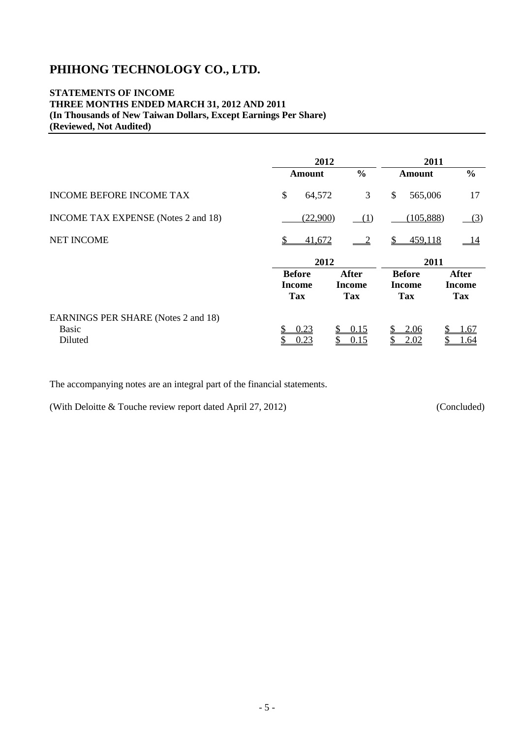# PHIHONG TECHNOLOGY CO., LTD.

**STATEMENTS OF INCOME**
**THREE MONTHS ENDED MARCH 31, 2012 AND 2011**
**(In Thousands of New Taiwan Dollars, Except Earnings Per Share)**
**(Reviewed, Not Audited)**

| | 2012 | | 2011 | |
|---|---|---|---|---|
| | **Amount** | **%** | **Amount** | **%** |
| INCOME BEFORE INCOME TAX | $ 64,572 | 3 | $ 565,006 | 17 |
| INCOME TAX EXPENSE (Notes 2 and 18) | (22,900) | (1) | (105,888) | (3) |
| NET INCOME | $ 41,672 | 2 | $ 459,118 | 14 |

| | 2012 | | 2011 | |
|---|---|---|---|---|
| | **Before Income Tax** | **After Income Tax** | **Before Income Tax** | **After Income Tax** |
| EARNINGS PER SHARE (Notes 2 and 18) | | | | |
| Basic | $ 0.23 | $ 0.15 | $ 2.06 | $ 1.67 |
| Diluted | $ 0.23 | $ 0.15 | $ 2.02 | $ 1.64 |

The accompanying notes are an integral part of the financial statements.

(With Deloitte & Touche review report dated April 27, 2012) (Concluded)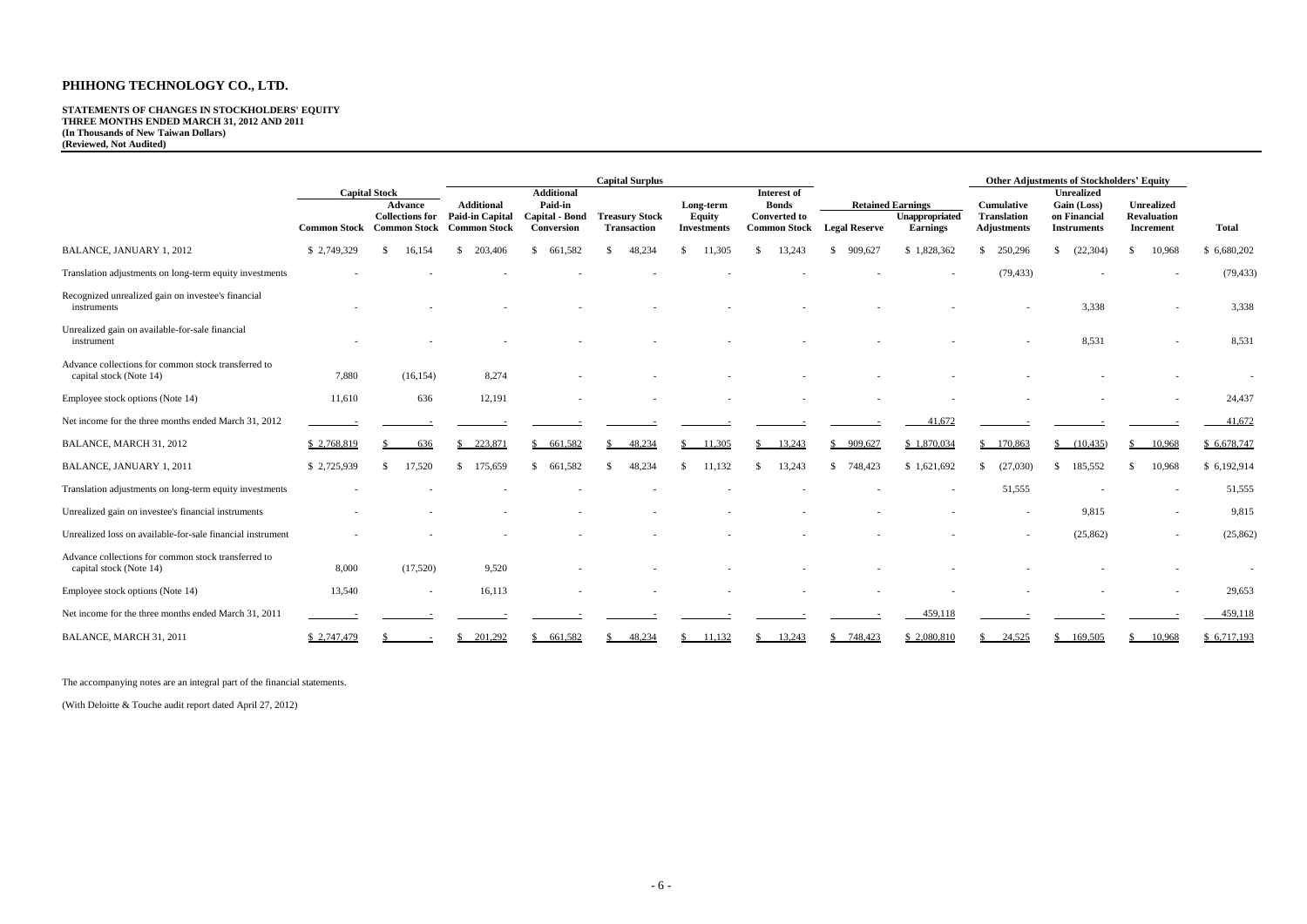# PHIHONG TECHNOLOGY CO., LTD.

**STATEMENTS OF CHANGES IN STOCKHOLDERS' EQUITY**
**THREE MONTHS ENDED MARCH 31, 2012 AND 2011**
**(In Thousands of New Taiwan Dollars)**
**(Reviewed, Not Audited)**

| | Capital Stock | | Capital Surplus | | | | | | Retained Earnings | | Other Adjustments of Stockholders' Equity | | | |
|---|---|---|---|---|---|---|---|---|---|---|---|---|---|---|
| | Common Stock | Advance Collections for Common Stock | Additional Paid-in Capital Common Stock | Additional Paid-in Capital - Bond Conversion | Treasury Stock Transaction | Long-term Equity Investments | Interest of Bonds Converted to Common Stock | Legal Reserve | Unappropriated Earnings | Cumulative Translation Adjustments | Unrealized Gain (Loss) on Financial Instruments | Unrealized Revaluation Increment | Total |
| BALANCE, JANUARY 1, 2012 | $ 2,749,329 | $ 16,154 | $ 203,406 | $ 661,582 | $ 48,234 | $ 11,305 | $ 13,243 | $ 909,627 | $ 1,828,362 | $ 250,296 | $ (22,304) | $ 10,968 | $ 6,680,202 |
| Translation adjustments on long-term equity investments | - | - | - | - | - | - | - | - | - | (79,433) | - | - | (79,433) |
| Recognized unrealized gain on investee's financial instruments | - | - | - | - | - | - | - | - | - | - | 3,338 | - | 3,338 |
| Unrealized gain on available-for-sale financial instrument | - | - | - | - | - | - | - | - | - | - | 8,531 | - | 8,531 |
| Advance collections for common stock transferred to capital stock (Note 14) | 7,880 | (16,154) | 8,274 | - | - | - | - | - | - | - | - | - | - |
| Employee stock options (Note 14) | 11,610 | 636 | 12,191 | - | - | - | - | - | - | - | - | - | 24,437 |
| Net income for the three months ended March 31, 2012 | - | - | - | - | - | - | - | - | 41,672 | - | - | - | 41,672 |
| BALANCE, MARCH 31, 2012 | $ 2,768,819 | $ 636 | $ 223,871 | $ 661,582 | $ 48,234 | $ 11,305 | $ 13,243 | $ 909,627 | $ 1,870,034 | $ 170,863 | $ (10,435) | $ 10,968 | $ 6,678,747 |
| BALANCE, JANUARY 1, 2011 | $ 2,725,939 | $ 17,520 | $ 175,659 | $ 661,582 | $ 48,234 | $ 11,132 | $ 13,243 | $ 748,423 | $ 1,621,692 | $ (27,030) | $ 185,552 | $ 10,968 | $ 6,192,914 |
| Translation adjustments on long-term equity investments | - | - | - | - | - | - | - | - | - | 51,555 | - | - | 51,555 |
| Unrealized gain on investee's financial instruments | - | - | - | - | - | - | - | - | - | - | 9,815 | - | 9,815 |
| Unrealized loss on available-for-sale financial instrument | - | - | - | - | - | - | - | - | - | - | (25,862) | - | (25,862) |
| Advance collections for common stock transferred to capital stock (Note 14) | 8,000 | (17,520) | 9,520 | - | - | - | - | - | - | - | - | - | - |
| Employee stock options (Note 14) | 13,540 | - | 16,113 | - | - | - | - | - | - | - | - | - | 29,653 |
| Net income for the three months ended March 31, 2011 | - | - | - | - | - | - | - | - | 459,118 | - | - | - | 459,118 |
| BALANCE, MARCH 31, 2011 | $ 2,747,479 | $ - | $ 201,292 | $ 661,582 | $ 48,234 | $ 11,132 | $ 13,243 | $ 748,423 | $ 2,080,810 | $ 24,525 | $ 169,505 | $ 10,968 | $ 6,717,193 |

The accompanying notes are an integral part of the financial statements.

(With Deloitte & Touche audit report dated April 27, 2012)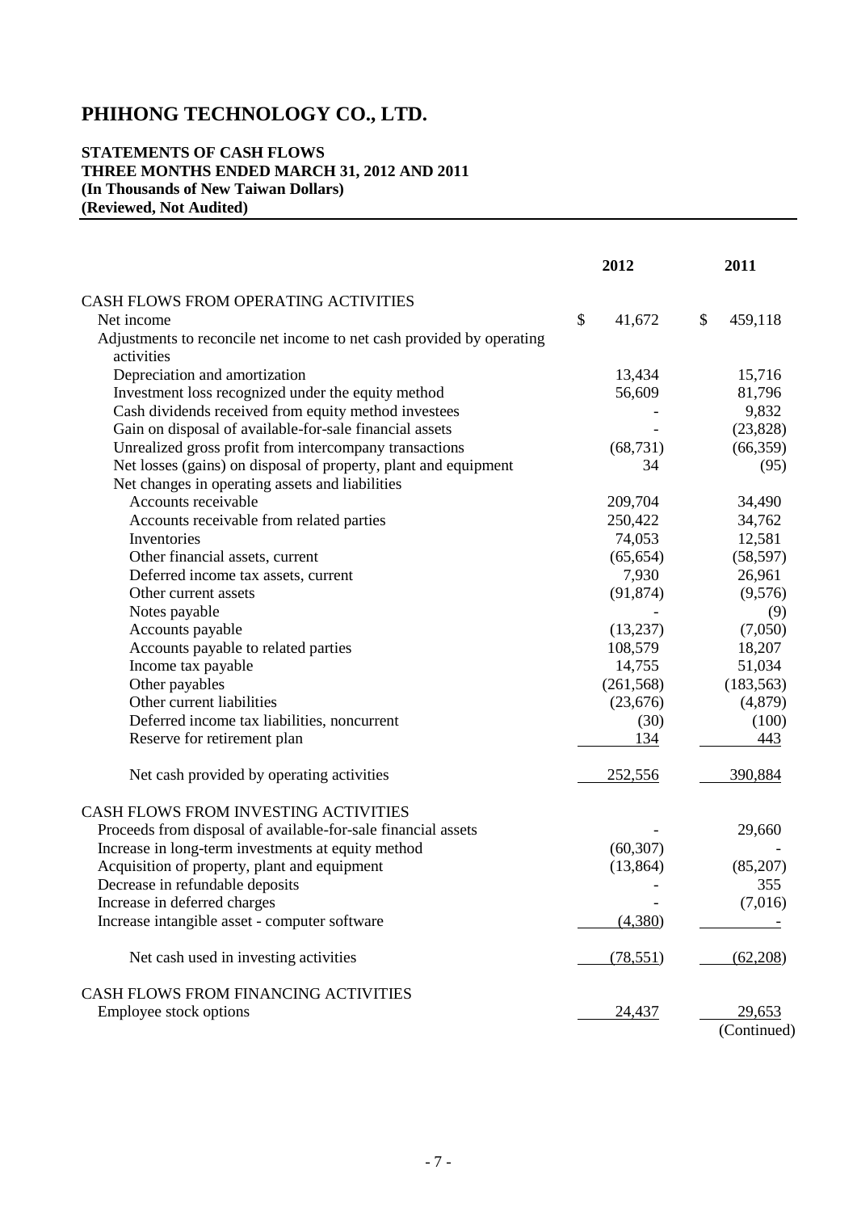# PHIHONG TECHNOLOGY CO., LTD.

**STATEMENTS OF CASH FLOWS**
**THREE MONTHS ENDED MARCH 31, 2012 AND 2011**
**(In Thousands of New Taiwan Dollars)**
**(Reviewed, Not Audited)**

| | 2012 | 2011 |
|---|---|---|
| CASH FLOWS FROM OPERATING ACTIVITIES | | |
| Net income | $ 41,672 | $ 459,118 |
| Adjustments to reconcile net income to net cash provided by operating activities | | |
| Depreciation and amortization | 13,434 | 15,716 |
| Investment loss recognized under the equity method | 56,609 | 81,796 |
| Cash dividends received from equity method investees | - | 9,832 |
| Gain on disposal of available-for-sale financial assets | - | (23,828) |
| Unrealized gross profit from intercompany transactions | (68,731) | (66,359) |
| Net losses (gains) on disposal of property, plant and equipment | 34 | (95) |
| Net changes in operating assets and liabilities | | |
| Accounts receivable | 209,704 | 34,490 |
| Accounts receivable from related parties | 250,422 | 34,762 |
| Inventories | 74,053 | 12,581 |
| Other financial assets, current | (65,654) | (58,597) |
| Deferred income tax assets, current | 7,930 | 26,961 |
| Other current assets | (91,874) | (9,576) |
| Notes payable | - | (9) |
| Accounts payable | (13,237) | (7,050) |
| Accounts payable to related parties | 108,579 | 18,207 |
| Income tax payable | 14,755 | 51,034 |
| Other payables | (261,568) | (183,563) |
| Other current liabilities | (23,676) | (4,879) |
| Deferred income tax liabilities, noncurrent | (30) | (100) |
| Reserve for retirement plan | 134 | 443 |
| Net cash provided by operating activities | 252,556 | 390,884 |
| CASH FLOWS FROM INVESTING ACTIVITIES | | |
| Proceeds from disposal of available-for-sale financial assets | - | 29,660 |
| Increase in long-term investments at equity method | (60,307) | - |
| Acquisition of property, plant and equipment | (13,864) | (85,207) |
| Decrease in refundable deposits | - | 355 |
| Increase in deferred charges | - | (7,016) |
| Increase intangible asset - computer software | (4,380) | - |
| Net cash used in investing activities | (78,551) | (62,208) |
| CASH FLOWS FROM FINANCING ACTIVITIES | | |
| Employee stock options | 24,437 | 29,653 |

(Continued)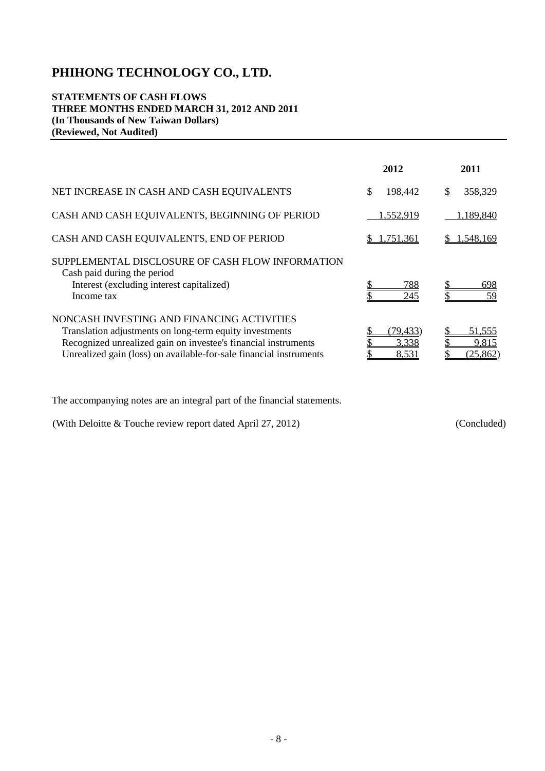# PHIHONG TECHNOLOGY CO., LTD.

**STATEMENTS OF CASH FLOWS**
**THREE MONTHS ENDED MARCH 31, 2012 AND 2011**
**(In Thousands of New Taiwan Dollars)**
**(Reviewed, Not Audited)**

| | 2012 | 2011 |
|---|---|---|
| NET INCREASE IN CASH AND CASH EQUIVALENTS | $ 198,442 | $ 358,329 |
| CASH AND CASH EQUIVALENTS, BEGINNING OF PERIOD | 1,552,919 | 1,189,840 |
| CASH AND CASH EQUIVALENTS, END OF PERIOD | $ 1,751,361 | $ 1,548,169 |
| SUPPLEMENTAL DISCLOSURE OF CASH FLOW INFORMATION | | |
| Cash paid during the period | | |
| Interest (excluding interest capitalized) | $ 788 | $ 698 |
| Income tax | $ 245 | $ 59 |
| NONCASH INVESTING AND FINANCING ACTIVITIES | | |
| Translation adjustments on long-term equity investments | $ (79,433) | $ 51,555 |
| Recognized unrealized gain on investee's financial instruments | $ 3,338 | $ 9,815 |
| Unrealized gain (loss) on available-for-sale financial instruments | $ 8,531 | $ (25,862) |

The accompanying notes are an integral part of the financial statements.

(With Deloitte & Touche review report dated April 27, 2012) (Concluded)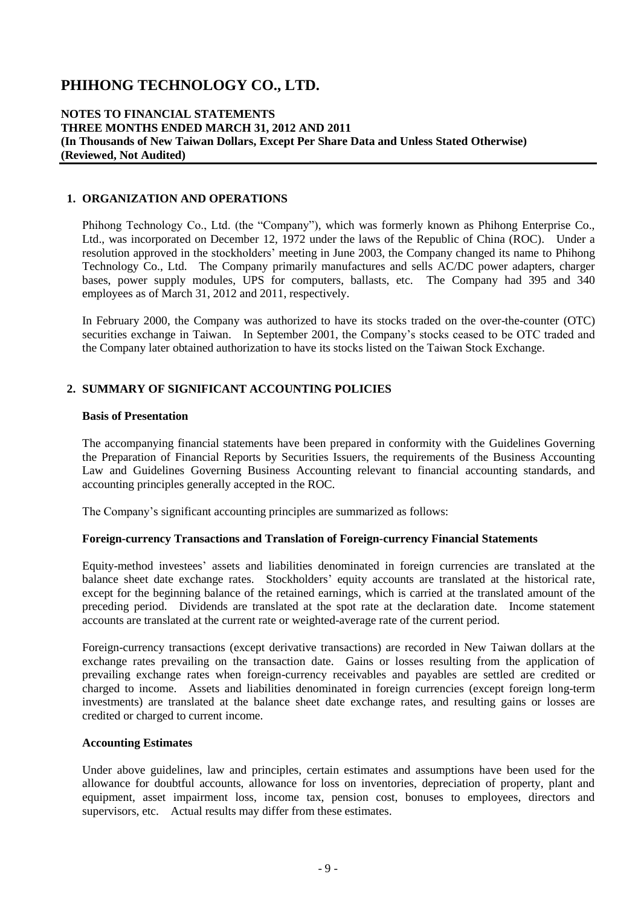# PHIHONG TECHNOLOGY CO., LTD.

**NOTES TO FINANCIAL STATEMENTS**
**THREE MONTHS ENDED MARCH 31, 2012 AND 2011**
**(In Thousands of New Taiwan Dollars, Except Per Share Data and Unless Stated Otherwise)**
**(Reviewed, Not Audited)**

## 1. ORGANIZATION AND OPERATIONS

Phihong Technology Co., Ltd. (the "Company"), which was formerly known as Phihong Enterprise Co., Ltd., was incorporated on December 12, 1972 under the laws of the Republic of China (ROC). Under a resolution approved in the stockholders' meeting in June 2003, the Company changed its name to Phihong Technology Co., Ltd. The Company primarily manufactures and sells AC/DC power adapters, charger bases, power supply modules, UPS for computers, ballasts, etc. The Company had 395 and 340 employees as of March 31, 2012 and 2011, respectively.

In February 2000, the Company was authorized to have its stocks traded on the over-the-counter (OTC) securities exchange in Taiwan. In September 2001, the Company's stocks ceased to be OTC traded and the Company later obtained authorization to have its stocks listed on the Taiwan Stock Exchange.

## 2. SUMMARY OF SIGNIFICANT ACCOUNTING POLICIES

### Basis of Presentation

The accompanying financial statements have been prepared in conformity with the Guidelines Governing the Preparation of Financial Reports by Securities Issuers, the requirements of the Business Accounting Law and Guidelines Governing Business Accounting relevant to financial accounting standards, and accounting principles generally accepted in the ROC.

The Company's significant accounting principles are summarized as follows:

### Foreign-currency Transactions and Translation of Foreign-currency Financial Statements

Equity-method investees' assets and liabilities denominated in foreign currencies are translated at the balance sheet date exchange rates. Stockholders' equity accounts are translated at the historical rate, except for the beginning balance of the retained earnings, which is carried at the translated amount of the preceding period. Dividends are translated at the spot rate at the declaration date. Income statement accounts are translated at the current rate or weighted-average rate of the current period.

Foreign-currency transactions (except derivative transactions) are recorded in New Taiwan dollars at the exchange rates prevailing on the transaction date. Gains or losses resulting from the application of prevailing exchange rates when foreign-currency receivables and payables are settled are credited or charged to income. Assets and liabilities denominated in foreign currencies (except foreign long-term investments) are translated at the balance sheet date exchange rates, and resulting gains or losses are credited or charged to current income.

### Accounting Estimates

Under above guidelines, law and principles, certain estimates and assumptions have been used for the allowance for doubtful accounts, allowance for loss on inventories, depreciation of property, plant and equipment, asset impairment loss, income tax, pension cost, bonuses to employees, directors and supervisors, etc. Actual results may differ from these estimates.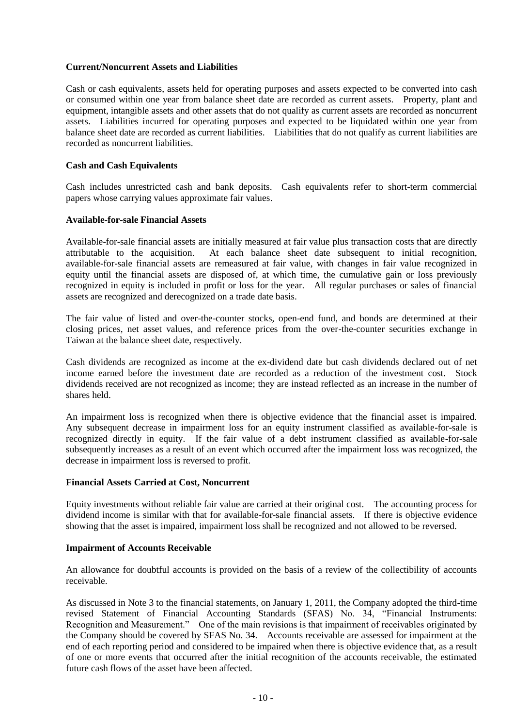**Current/Noncurrent Assets and Liabilities**

Cash or cash equivalents, assets held for operating purposes and assets expected to be converted into cash or consumed within one year from balance sheet date are recorded as current assets. Property, plant and equipment, intangible assets and other assets that do not qualify as current assets are recorded as noncurrent assets. Liabilities incurred for operating purposes and expected to be liquidated within one year from balance sheet date are recorded as current liabilities. Liabilities that do not qualify as current liabilities are recorded as noncurrent liabilities.

**Cash and Cash Equivalents**

Cash includes unrestricted cash and bank deposits. Cash equivalents refer to short-term commercial papers whose carrying values approximate fair values.

**Available-for-sale Financial Assets**

Available-for-sale financial assets are initially measured at fair value plus transaction costs that are directly attributable to the acquisition. At each balance sheet date subsequent to initial recognition, available-for-sale financial assets are remeasured at fair value, with changes in fair value recognized in equity until the financial assets are disposed of, at which time, the cumulative gain or loss previously recognized in equity is included in profit or loss for the year. All regular purchases or sales of financial assets are recognized and derecognized on a trade date basis.

The fair value of listed and over-the-counter stocks, open-end fund, and bonds are determined at their closing prices, net asset values, and reference prices from the over-the-counter securities exchange in Taiwan at the balance sheet date, respectively.

Cash dividends are recognized as income at the ex-dividend date but cash dividends declared out of net income earned before the investment date are recorded as a reduction of the investment cost. Stock dividends received are not recognized as income; they are instead reflected as an increase in the number of shares held.

An impairment loss is recognized when there is objective evidence that the financial asset is impaired. Any subsequent decrease in impairment loss for an equity instrument classified as available-for-sale is recognized directly in equity. If the fair value of a debt instrument classified as available-for-sale subsequently increases as a result of an event which occurred after the impairment loss was recognized, the decrease in impairment loss is reversed to profit.

**Financial Assets Carried at Cost, Noncurrent**

Equity investments without reliable fair value are carried at their original cost. The accounting process for dividend income is similar with that for available-for-sale financial assets. If there is objective evidence showing that the asset is impaired, impairment loss shall be recognized and not allowed to be reversed.

**Impairment of Accounts Receivable**

An allowance for doubtful accounts is provided on the basis of a review of the collectibility of accounts receivable.

As discussed in Note 3 to the financial statements, on January 1, 2011, the Company adopted the third-time revised Statement of Financial Accounting Standards (SFAS) No. 34, "Financial Instruments: Recognition and Measurement." One of the main revisions is that impairment of receivables originated by the Company should be covered by SFAS No. 34. Accounts receivable are assessed for impairment at the end of each reporting period and considered to be impaired when there is objective evidence that, as a result of one or more events that occurred after the initial recognition of the accounts receivable, the estimated future cash flows of the asset have been affected.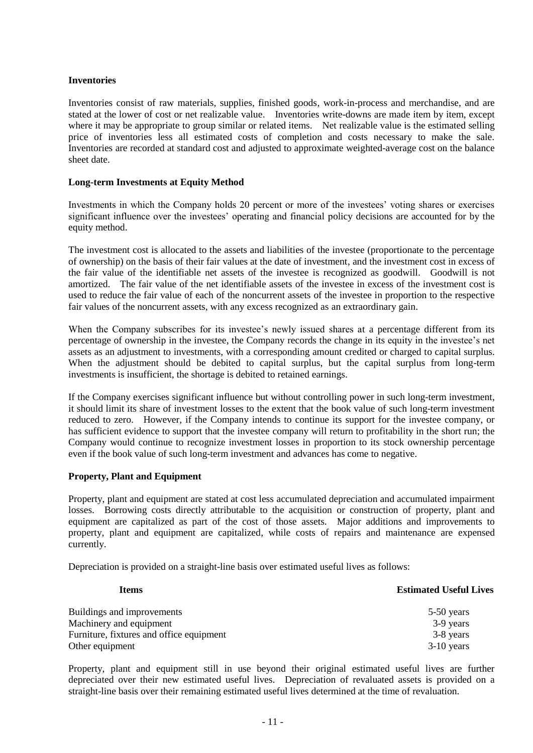### Inventories

Inventories consist of raw materials, supplies, finished goods, work-in-process and merchandise, and are stated at the lower of cost or net realizable value. Inventories write-downs are made item by item, except where it may be appropriate to group similar or related items. Net realizable value is the estimated selling price of inventories less all estimated costs of completion and costs necessary to make the sale. Inventories are recorded at standard cost and adjusted to approximate weighted-average cost on the balance sheet date.

### Long-term Investments at Equity Method

Investments in which the Company holds 20 percent or more of the investees' voting shares or exercises significant influence over the investees' operating and financial policy decisions are accounted for by the equity method.

The investment cost is allocated to the assets and liabilities of the investee (proportionate to the percentage of ownership) on the basis of their fair values at the date of investment, and the investment cost in excess of the fair value of the identifiable net assets of the investee is recognized as goodwill. Goodwill is not amortized. The fair value of the net identifiable assets of the investee in excess of the investment cost is used to reduce the fair value of each of the noncurrent assets of the investee in proportion to the respective fair values of the noncurrent assets, with any excess recognized as an extraordinary gain.

When the Company subscribes for its investee's newly issued shares at a percentage different from its percentage of ownership in the investee, the Company records the change in its equity in the investee's net assets as an adjustment to investments, with a corresponding amount credited or charged to capital surplus. When the adjustment should be debited to capital surplus, but the capital surplus from long-term investments is insufficient, the shortage is debited to retained earnings.

If the Company exercises significant influence but without controlling power in such long-term investment, it should limit its share of investment losses to the extent that the book value of such long-term investment reduced to zero. However, if the Company intends to continue its support for the investee company, or has sufficient evidence to support that the investee company will return to profitability in the short run; the Company would continue to recognize investment losses in proportion to its stock ownership percentage even if the book value of such long-term investment and advances has come to negative.

### Property, Plant and Equipment

Property, plant and equipment are stated at cost less accumulated depreciation and accumulated impairment losses. Borrowing costs directly attributable to the acquisition or construction of property, plant and equipment are capitalized as part of the cost of those assets. Major additions and improvements to property, plant and equipment are capitalized, while costs of repairs and maintenance are expensed currently.

Depreciation is provided on a straight-line basis over estimated useful lives as follows:

| Items | Estimated Useful Lives |
|---|---|
| Buildings and improvements | 5-50 years |
| Machinery and equipment | 3-9 years |
| Furniture, fixtures and office equipment | 3-8 years |
| Other equipment | 3-10 years |

Property, plant and equipment still in use beyond their original estimated useful lives are further depreciated over their new estimated useful lives. Depreciation of revaluated assets is provided on a straight-line basis over their remaining estimated useful lives determined at the time of revaluation.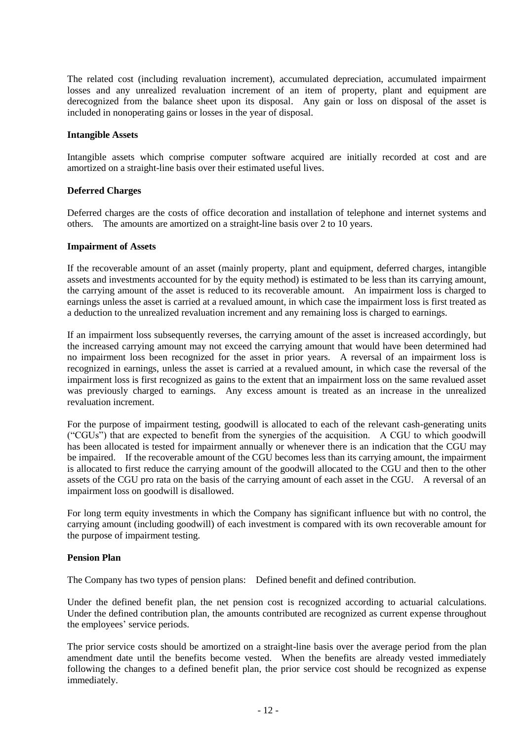The related cost (including revaluation increment), accumulated depreciation, accumulated impairment losses and any unrealized revaluation increment of an item of property, plant and equipment are derecognized from the balance sheet upon its disposal. Any gain or loss on disposal of the asset is included in nonoperating gains or losses in the year of disposal.

**Intangible Assets**

Intangible assets which comprise computer software acquired are initially recorded at cost and are amortized on a straight-line basis over their estimated useful lives.

**Deferred Charges**

Deferred charges are the costs of office decoration and installation of telephone and internet systems and others. The amounts are amortized on a straight-line basis over 2 to 10 years.

**Impairment of Assets**

If the recoverable amount of an asset (mainly property, plant and equipment, deferred charges, intangible assets and investments accounted for by the equity method) is estimated to be less than its carrying amount, the carrying amount of the asset is reduced to its recoverable amount. An impairment loss is charged to earnings unless the asset is carried at a revalued amount, in which case the impairment loss is first treated as a deduction to the unrealized revaluation increment and any remaining loss is charged to earnings.

If an impairment loss subsequently reverses, the carrying amount of the asset is increased accordingly, but the increased carrying amount may not exceed the carrying amount that would have been determined had no impairment loss been recognized for the asset in prior years. A reversal of an impairment loss is recognized in earnings, unless the asset is carried at a revalued amount, in which case the reversal of the impairment loss is first recognized as gains to the extent that an impairment loss on the same revalued asset was previously charged to earnings. Any excess amount is treated as an increase in the unrealized revaluation increment.

For the purpose of impairment testing, goodwill is allocated to each of the relevant cash-generating units ("CGUs") that are expected to benefit from the synergies of the acquisition. A CGU to which goodwill has been allocated is tested for impairment annually or whenever there is an indication that the CGU may be impaired. If the recoverable amount of the CGU becomes less than its carrying amount, the impairment is allocated to first reduce the carrying amount of the goodwill allocated to the CGU and then to the other assets of the CGU pro rata on the basis of the carrying amount of each asset in the CGU. A reversal of an impairment loss on goodwill is disallowed.

For long term equity investments in which the Company has significant influence but with no control, the carrying amount (including goodwill) of each investment is compared with its own recoverable amount for the purpose of impairment testing.

**Pension Plan**

The Company has two types of pension plans: Defined benefit and defined contribution.

Under the defined benefit plan, the net pension cost is recognized according to actuarial calculations. Under the defined contribution plan, the amounts contributed are recognized as current expense throughout the employees' service periods.

The prior service costs should be amortized on a straight-line basis over the average period from the plan amendment date until the benefits become vested. When the benefits are already vested immediately following the changes to a defined benefit plan, the prior service cost should be recognized as expense immediately.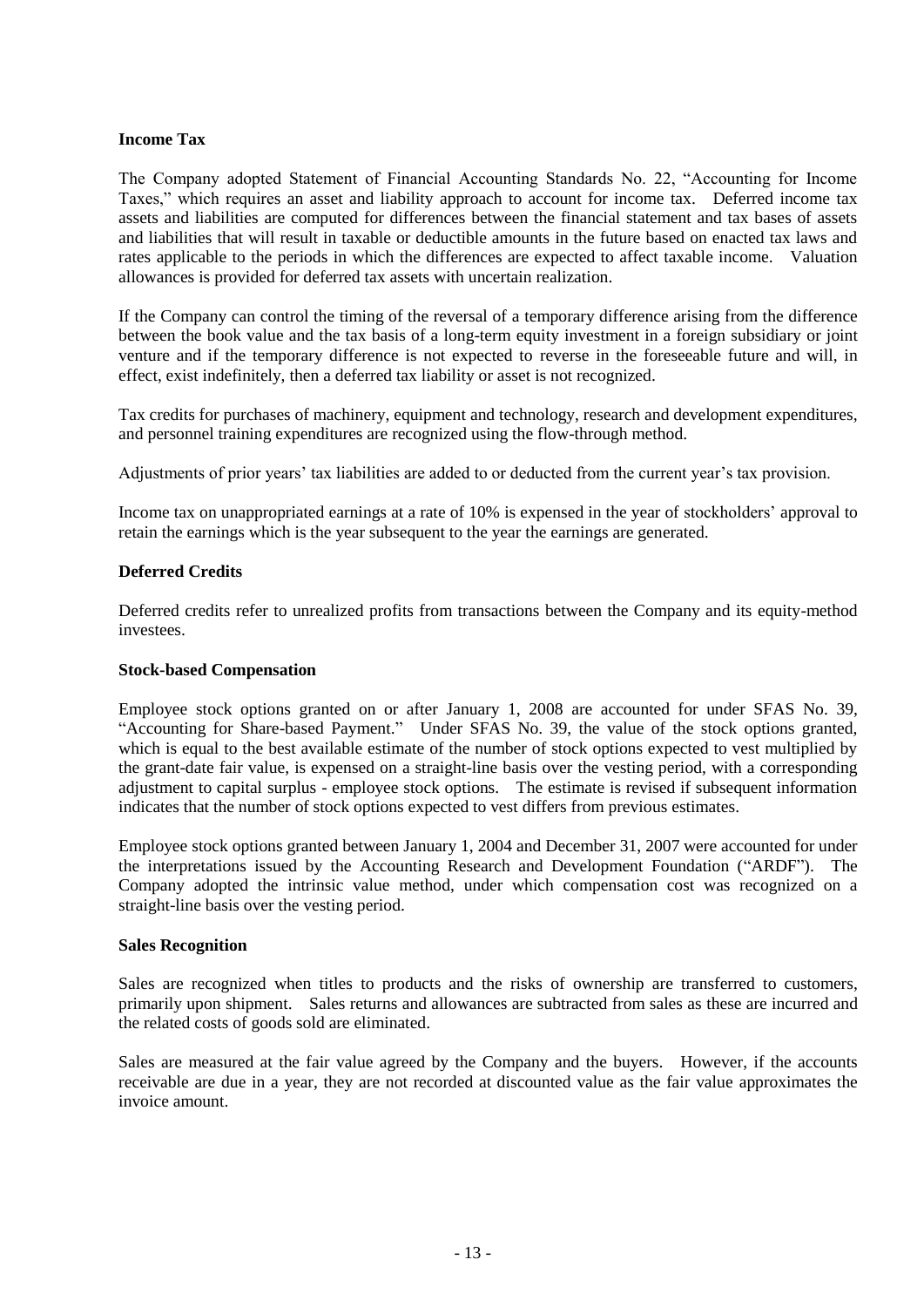**Income Tax**

The Company adopted Statement of Financial Accounting Standards No. 22, "Accounting for Income Taxes," which requires an asset and liability approach to account for income tax. Deferred income tax assets and liabilities are computed for differences between the financial statement and tax bases of assets and liabilities that will result in taxable or deductible amounts in the future based on enacted tax laws and rates applicable to the periods in which the differences are expected to affect taxable income. Valuation allowances is provided for deferred tax assets with uncertain realization.

If the Company can control the timing of the reversal of a temporary difference arising from the difference between the book value and the tax basis of a long-term equity investment in a foreign subsidiary or joint venture and if the temporary difference is not expected to reverse in the foreseeable future and will, in effect, exist indefinitely, then a deferred tax liability or asset is not recognized.

Tax credits for purchases of machinery, equipment and technology, research and development expenditures, and personnel training expenditures are recognized using the flow-through method.

Adjustments of prior years' tax liabilities are added to or deducted from the current year's tax provision.

Income tax on unappropriated earnings at a rate of 10% is expensed in the year of stockholders' approval to retain the earnings which is the year subsequent to the year the earnings are generated.

**Deferred Credits**

Deferred credits refer to unrealized profits from transactions between the Company and its equity-method investees.

**Stock-based Compensation**

Employee stock options granted on or after January 1, 2008 are accounted for under SFAS No. 39, "Accounting for Share-based Payment." Under SFAS No. 39, the value of the stock options granted, which is equal to the best available estimate of the number of stock options expected to vest multiplied by the grant-date fair value, is expensed on a straight-line basis over the vesting period, with a corresponding adjustment to capital surplus - employee stock options. The estimate is revised if subsequent information indicates that the number of stock options expected to vest differs from previous estimates.

Employee stock options granted between January 1, 2004 and December 31, 2007 were accounted for under the interpretations issued by the Accounting Research and Development Foundation ("ARDF"). The Company adopted the intrinsic value method, under which compensation cost was recognized on a straight-line basis over the vesting period.

**Sales Recognition**

Sales are recognized when titles to products and the risks of ownership are transferred to customers, primarily upon shipment. Sales returns and allowances are subtracted from sales as these are incurred and the related costs of goods sold are eliminated.

Sales are measured at the fair value agreed by the Company and the buyers. However, if the accounts receivable are due in a year, they are not recorded at discounted value as the fair value approximates the invoice amount.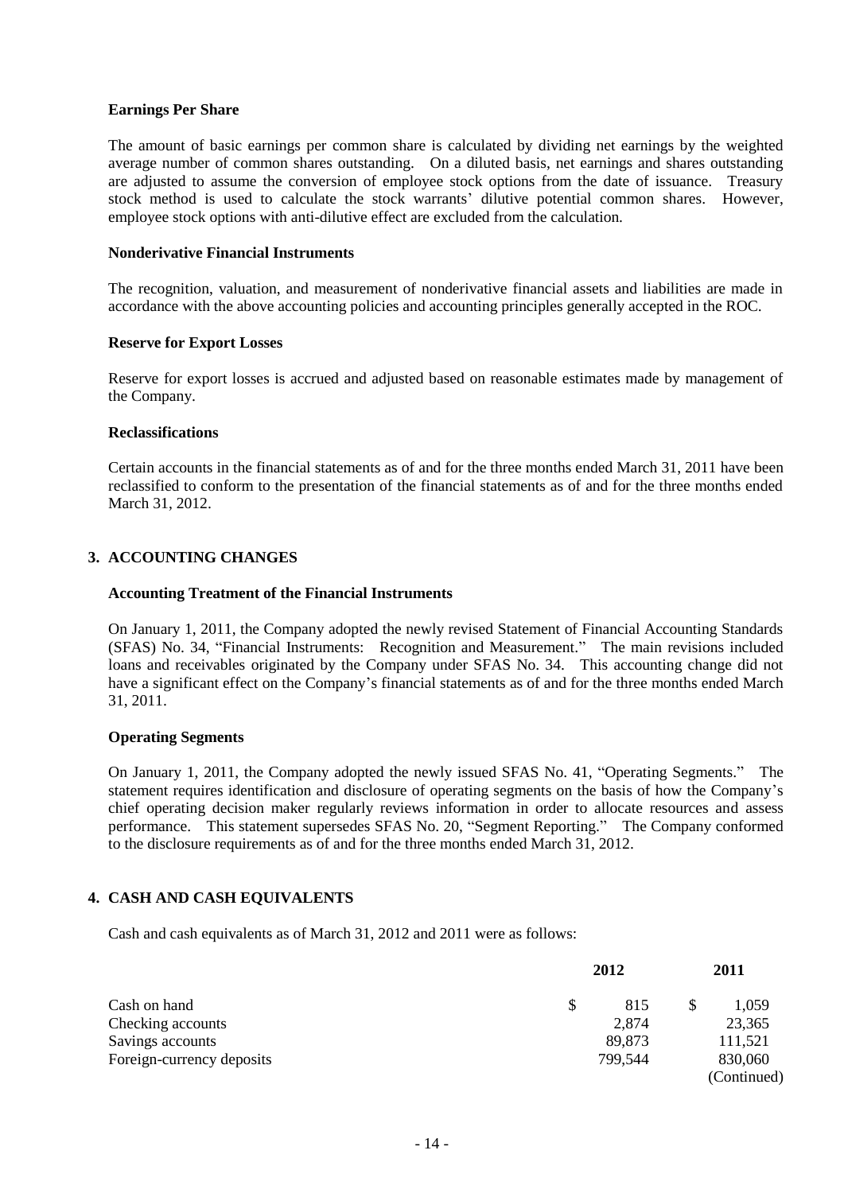**Earnings Per Share**

The amount of basic earnings per common share is calculated by dividing net earnings by the weighted average number of common shares outstanding. On a diluted basis, net earnings and shares outstanding are adjusted to assume the conversion of employee stock options from the date of issuance. Treasury stock method is used to calculate the stock warrants' dilutive potential common shares. However, employee stock options with anti-dilutive effect are excluded from the calculation.

**Nonderivative Financial Instruments**

The recognition, valuation, and measurement of nonderivative financial assets and liabilities are made in accordance with the above accounting policies and accounting principles generally accepted in the ROC.

**Reserve for Export Losses**

Reserve for export losses is accrued and adjusted based on reasonable estimates made by management of the Company.

**Reclassifications**

Certain accounts in the financial statements as of and for the three months ended March 31, 2011 have been reclassified to conform to the presentation of the financial statements as of and for the three months ended March 31, 2012.

## 3. ACCOUNTING CHANGES

**Accounting Treatment of the Financial Instruments**

On January 1, 2011, the Company adopted the newly revised Statement of Financial Accounting Standards (SFAS) No. 34, "Financial Instruments: Recognition and Measurement." The main revisions included loans and receivables originated by the Company under SFAS No. 34. This accounting change did not have a significant effect on the Company's financial statements as of and for the three months ended March 31, 2011.

**Operating Segments**

On January 1, 2011, the Company adopted the newly issued SFAS No. 41, "Operating Segments." The statement requires identification and disclosure of operating segments on the basis of how the Company's chief operating decision maker regularly reviews information in order to allocate resources and assess performance. This statement supersedes SFAS No. 20, "Segment Reporting." The Company conformed to the disclosure requirements as of and for the three months ended March 31, 2012.

## 4. CASH AND CASH EQUIVALENTS

Cash and cash equivalents as of March 31, 2012 and 2011 were as follows:

| | 2012 | 2011 |
|---|---|---|
| Cash on hand | $ 815 | $ 1,059 |
| Checking accounts | 2,874 | 23,365 |
| Savings accounts | 89,873 | 111,521 |
| Foreign-currency deposits | 799,544 | 830,060 |

(Continued)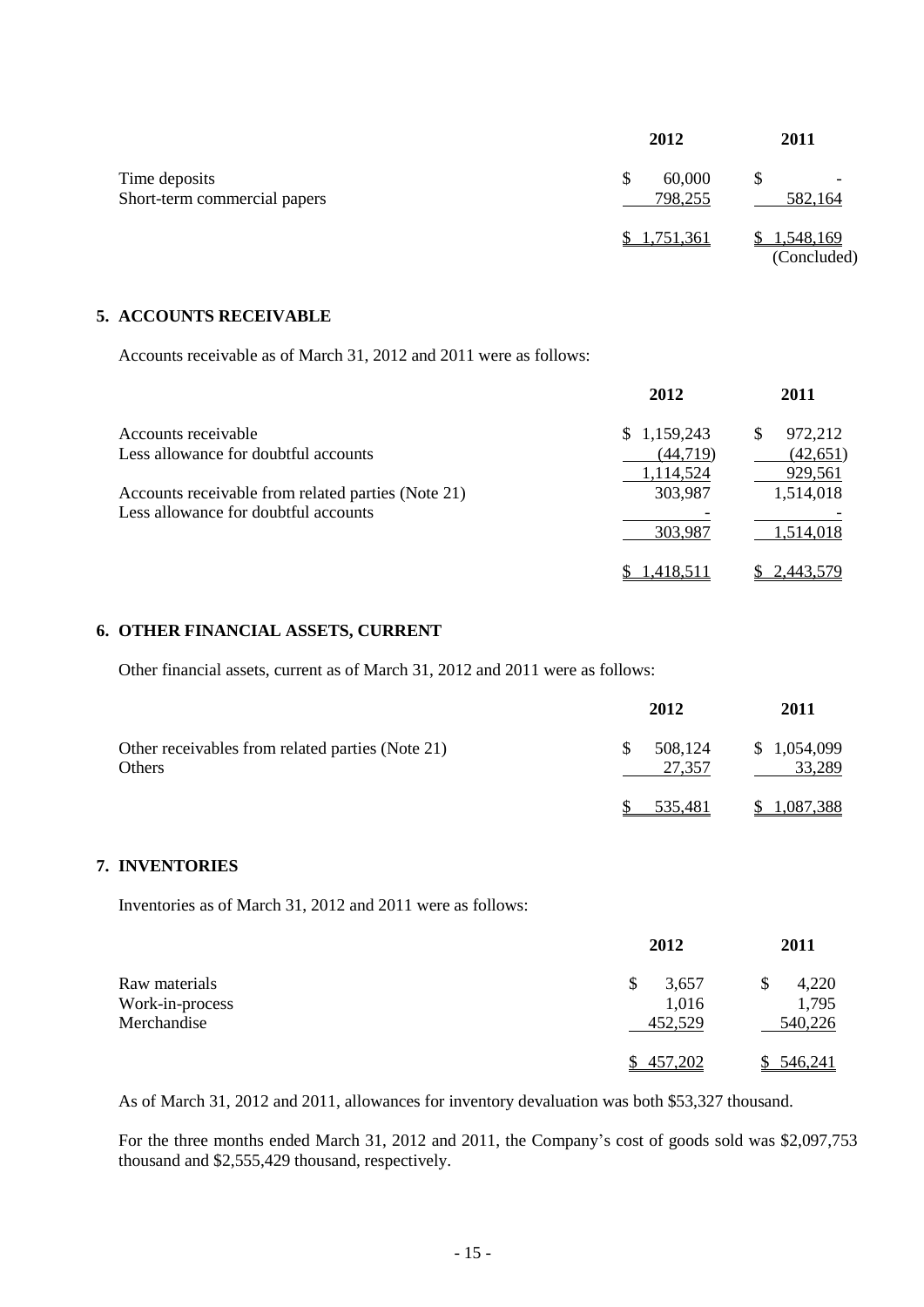| | 2012 | 2011 |
|---|---|---|
| Time deposits | $ 60,000 | $ - |
| Short-term commercial papers | 798,255 | 582,164 |
| | $ 1,751,361 | $ 1,548,169 |

(Concluded)

## 5. ACCOUNTS RECEIVABLE

Accounts receivable as of March 31, 2012 and 2011 were as follows:

| | 2012 | 2011 |
|---|---|---|
| Accounts receivable | $ 1,159,243 | $ 972,212 |
| Less allowance for doubtful accounts | (44,719) | (42,651) |
| | 1,114,524 | 929,561 |
| Accounts receivable from related parties (Note 21) | 303,987 | 1,514,018 |
| Less allowance for doubtful accounts | - | - |
| | 303,987 | 1,514,018 |
| | $ 1,418,511 | $ 2,443,579 |

## 6. OTHER FINANCIAL ASSETS, CURRENT

Other financial assets, current as of March 31, 2012 and 2011 were as follows:

| | 2012 | 2011 |
|---|---|---|
| Other receivables from related parties (Note 21) | $ 508,124 | $ 1,054,099 |
| Others | 27,357 | 33,289 |
| | $ 535,481 | $ 1,087,388 |

## 7. INVENTORIES

Inventories as of March 31, 2012 and 2011 were as follows:

| | 2012 | 2011 |
|---|---|---|
| Raw materials | $ 3,657 | $ 4,220 |
| Work-in-process | 1,016 | 1,795 |
| Merchandise | 452,529 | 540,226 |
| | $ 457,202 | $ 546,241 |

As of March 31, 2012 and 2011, allowances for inventory devaluation was both $53,327 thousand.

For the three months ended March 31, 2012 and 2011, the Company's cost of goods sold was $2,097,753 thousand and $2,555,429 thousand, respectively.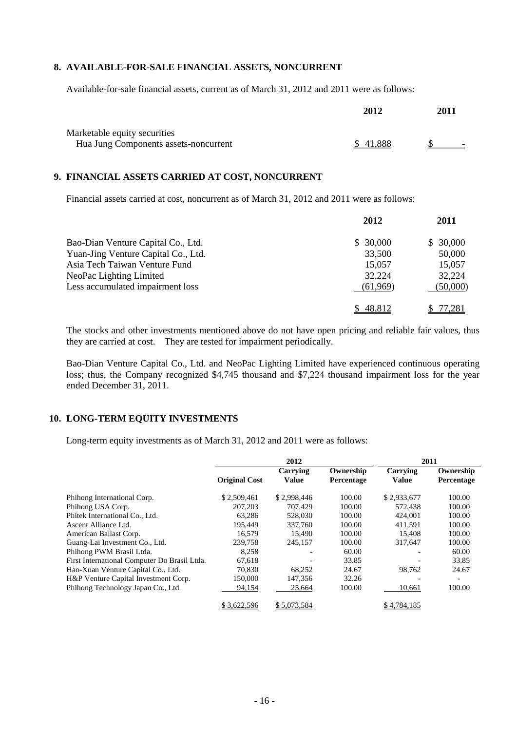## 8. AVAILABLE-FOR-SALE FINANCIAL ASSETS, NONCURRENT

Available-for-sale financial assets, current as of March 31, 2012 and 2011 were as follows:

| | 2012 | 2011 |
|---|---|---|
| Marketable equity securities | | |
| Hua Jung Components assets-noncurrent | $ 41,888 | $ - |

## 9. FINANCIAL ASSETS CARRIED AT COST, NONCURRENT

Financial assets carried at cost, noncurrent as of March 31, 2012 and 2011 were as follows:

| | 2012 | 2011 |
|---|---|---|
| Bao-Dian Venture Capital Co., Ltd. | $ 30,000 | $ 30,000 |
| Yuan-Jing Venture Capital Co., Ltd. | 33,500 | 50,000 |
| Asia Tech Taiwan Venture Fund | 15,057 | 15,057 |
| NeoPac Lighting Limited | 32,224 | 32,224 |
| Less accumulated impairment loss | (61,969) | (50,000) |
| | $ 48,812 | $ 77,281 |

The stocks and other investments mentioned above do not have open pricing and reliable fair values, thus they are carried at cost. They are tested for impairment periodically.

Bao-Dian Venture Capital Co., Ltd. and NeoPac Lighting Limited have experienced continuous operating loss; thus, the Company recognized $4,745 thousand and $7,224 thousand impairment loss for the year ended December 31, 2011.

## 10. LONG-TERM EQUITY INVESTMENTS

Long-term equity investments as of March 31, 2012 and 2011 were as follows:

| | 2012 | | | 2011 | |
|---|---|---|---|---|---|
| | Original Cost | Carrying Value | Ownership Percentage | Carrying Value | Ownership Percentage |
| Phihong International Corp. | $ 2,509,461 | $ 2,998,446 | 100.00 | $ 2,933,677 | 100.00 |
| Phihong USA Corp. | 207,203 | 707,429 | 100.00 | 572,438 | 100.00 |
| Phitek International Co., Ltd. | 63,286 | 528,030 | 100.00 | 424,001 | 100.00 |
| Ascent Alliance Ltd. | 195,449 | 337,760 | 100.00 | 411,591 | 100.00 |
| American Ballast Corp. | 16,579 | 15,490 | 100.00 | 15,408 | 100.00 |
| Guang-Lai Investment Co., Ltd. | 239,758 | 245,157 | 100.00 | 317,647 | 100.00 |
| Phihong PWM Brasil Ltda. | 8,258 | - | 60.00 | - | 60.00 |
| First International Computer Do Brasil Ltda. | 67,618 | - | 33.85 | - | 33.85 |
| Hao-Xuan Venture Capital Co., Ltd. | 70,830 | 68,252 | 24.67 | 98,762 | 24.67 |
| H&P Venture Capital Investment Corp. | 150,000 | 147,356 | 32.26 | - | - |
| Phihong Technology Japan Co., Ltd. | 94,154 | 25,664 | 100.00 | 10,661 | 100.00 |
| | $ 3,622,596 | $ 5,073,584 | | $ 4,784,185 | |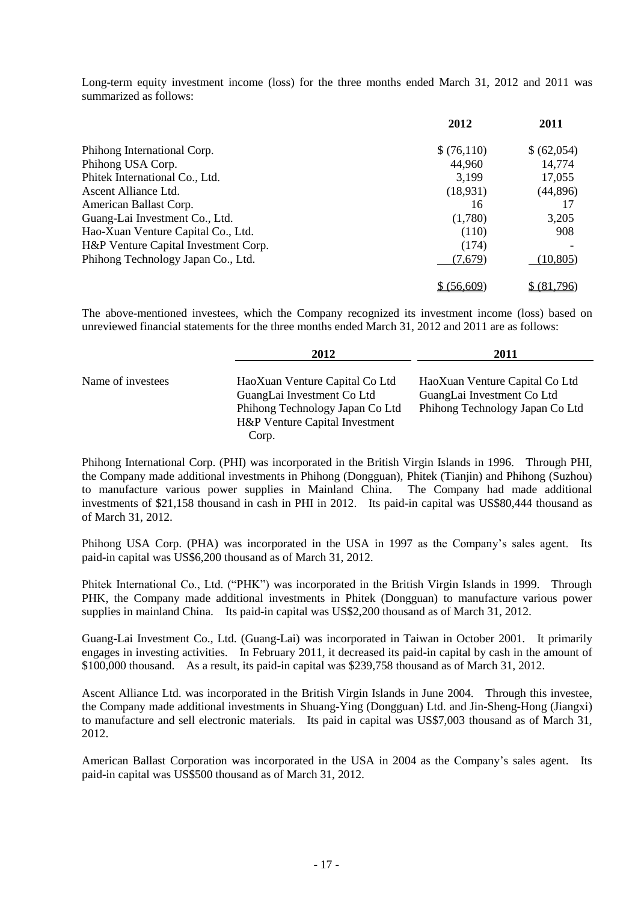Long-term equity investment income (loss) for the three months ended March 31, 2012 and 2011 was summarized as follows:

| | 2012 | 2011 |
|---|---|---|
| Phihong International Corp. | $ (76,110) | $ (62,054) |
| Phihong USA Corp. | 44,960 | 14,774 |
| Phitek International Co., Ltd. | 3,199 | 17,055 |
| Ascent Alliance Ltd. | (18,931) | (44,896) |
| American Ballast Corp. | 16 | 17 |
| Guang-Lai Investment Co., Ltd. | (1,780) | 3,205 |
| Hao-Xuan Venture Capital Co., Ltd. | (110) | 908 |
| H&P Venture Capital Investment Corp. | (174) | - |
| Phihong Technology Japan Co., Ltd. | (7,679) | (10,805) |
| | $ (56,609) | $ (81,796) |

The above-mentioned investees, which the Company recognized its investment income (loss) based on unreviewed financial statements for the three months ended March 31, 2012 and 2011 are as follows:

| | 2012 | 2011 |
|---|---|---|
| Name of investees | HaoXuan Venture Capital Co Ltd<br>GuangLai Investment Co Ltd<br>Phihong Technology Japan Co Ltd<br>H&P Venture Capital Investment Corp. | HaoXuan Venture Capital Co Ltd<br>GuangLai Investment Co Ltd<br>Phihong Technology Japan Co Ltd |

Phihong International Corp. (PHI) was incorporated in the British Virgin Islands in 1996. Through PHI, the Company made additional investments in Phihong (Dongguan), Phitek (Tianjin) and Phihong (Suzhou) to manufacture various power supplies in Mainland China. The Company had made additional investments of $21,158 thousand in cash in PHI in 2012. Its paid-in capital was US$80,444 thousand as of March 31, 2012.

Phihong USA Corp. (PHA) was incorporated in the USA in 1997 as the Company's sales agent. Its paid-in capital was US$6,200 thousand as of March 31, 2012.

Phitek International Co., Ltd. ("PHK") was incorporated in the British Virgin Islands in 1999. Through PHK, the Company made additional investments in Phitek (Dongguan) to manufacture various power supplies in mainland China. Its paid-in capital was US$2,200 thousand as of March 31, 2012.

Guang-Lai Investment Co., Ltd. (Guang-Lai) was incorporated in Taiwan in October 2001. It primarily engages in investing activities. In February 2011, it decreased its paid-in capital by cash in the amount of $100,000 thousand. As a result, its paid-in capital was $239,758 thousand as of March 31, 2012.

Ascent Alliance Ltd. was incorporated in the British Virgin Islands in June 2004. Through this investee, the Company made additional investments in Shuang-Ying (Dongguan) Ltd. and Jin-Sheng-Hong (Jiangxi) to manufacture and sell electronic materials. Its paid in capital was US$7,003 thousand as of March 31, 2012.

American Ballast Corporation was incorporated in the USA in 2004 as the Company's sales agent. Its paid-in capital was US$500 thousand as of March 31, 2012.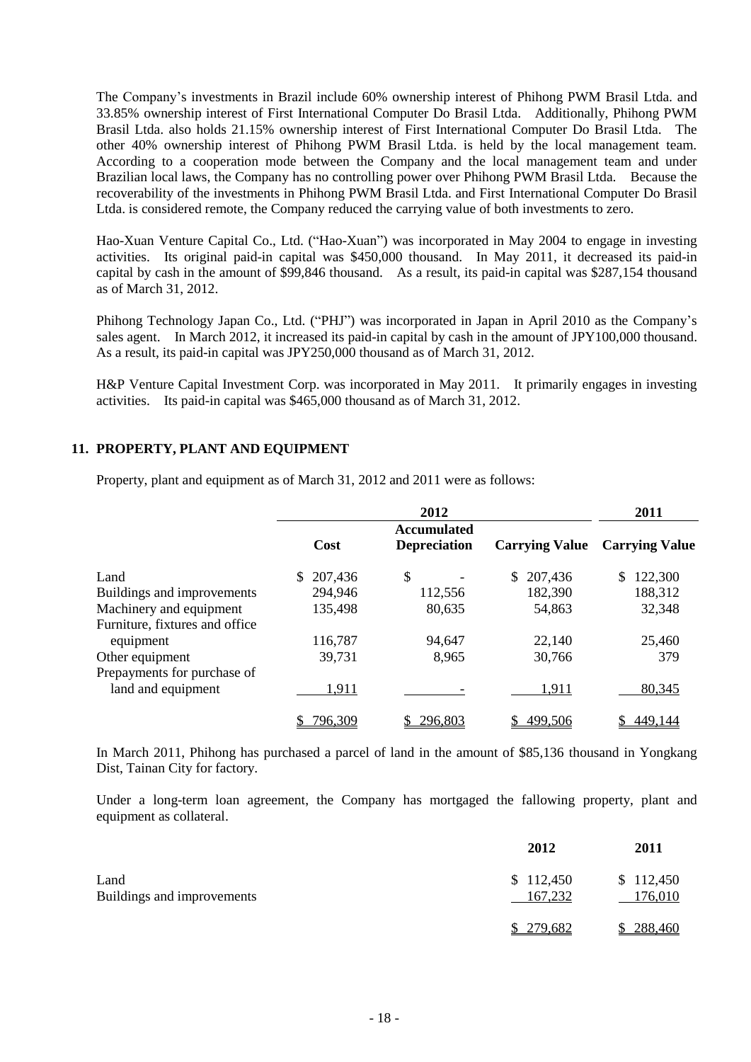The Company's investments in Brazil include 60% ownership interest of Phihong PWM Brasil Ltda. and 33.85% ownership interest of First International Computer Do Brasil Ltda. Additionally, Phihong PWM Brasil Ltda. also holds 21.15% ownership interest of First International Computer Do Brasil Ltda. The other 40% ownership interest of Phihong PWM Brasil Ltda. is held by the local management team. According to a cooperation mode between the Company and the local management team and under Brazilian local laws, the Company has no controlling power over Phihong PWM Brasil Ltda. Because the recoverability of the investments in Phihong PWM Brasil Ltda. and First International Computer Do Brasil Ltda. is considered remote, the Company reduced the carrying value of both investments to zero.

Hao-Xuan Venture Capital Co., Ltd. ("Hao-Xuan") was incorporated in May 2004 to engage in investing activities. Its original paid-in capital was $450,000 thousand. In May 2011, it decreased its paid-in capital by cash in the amount of $99,846 thousand. As a result, its paid-in capital was $287,154 thousand as of March 31, 2012.

Phihong Technology Japan Co., Ltd. ("PHJ") was incorporated in Japan in April 2010 as the Company's sales agent. In March 2012, it increased its paid-in capital by cash in the amount of JPY100,000 thousand. As a result, its paid-in capital was JPY250,000 thousand as of March 31, 2012.

H&P Venture Capital Investment Corp. was incorporated in May 2011. It primarily engages in investing activities. Its paid-in capital was $465,000 thousand as of March 31, 2012.

## 11. PROPERTY, PLANT AND EQUIPMENT

Property, plant and equipment as of March 31, 2012 and 2011 were as follows:

| | 2012 | | | 2011 |
|---|---|---|---|---|
| | Cost | Accumulated Depreciation | Carrying Value | Carrying Value |
| Land | $ 207,436 | $ - | $ 207,436 | $ 122,300 |
| Buildings and improvements | 294,946 | 112,556 | 182,390 | 188,312 |
| Machinery and equipment | 135,498 | 80,635 | 54,863 | 32,348 |
| Furniture, fixtures and office equipment | 116,787 | 94,647 | 22,140 | 25,460 |
| Other equipment | 39,731 | 8,965 | 30,766 | 379 |
| Prepayments for purchase of land and equipment | 1,911 | - | 1,911 | 80,345 |
| | $ 796,309 | $ 296,803 | $ 499,506 | $ 449,144 |

In March 2011, Phihong has purchased a parcel of land in the amount of $85,136 thousand in Yongkang Dist, Tainan City for factory.

Under a long-term loan agreement, the Company has mortgaged the fallowing property, plant and equipment as collateral.

| | 2012 | 2011 |
|---|---|---|
| Land | $ 112,450 | $ 112,450 |
| Buildings and improvements | 167,232 | 176,010 |
| | $ 279,682 | $ 288,460 |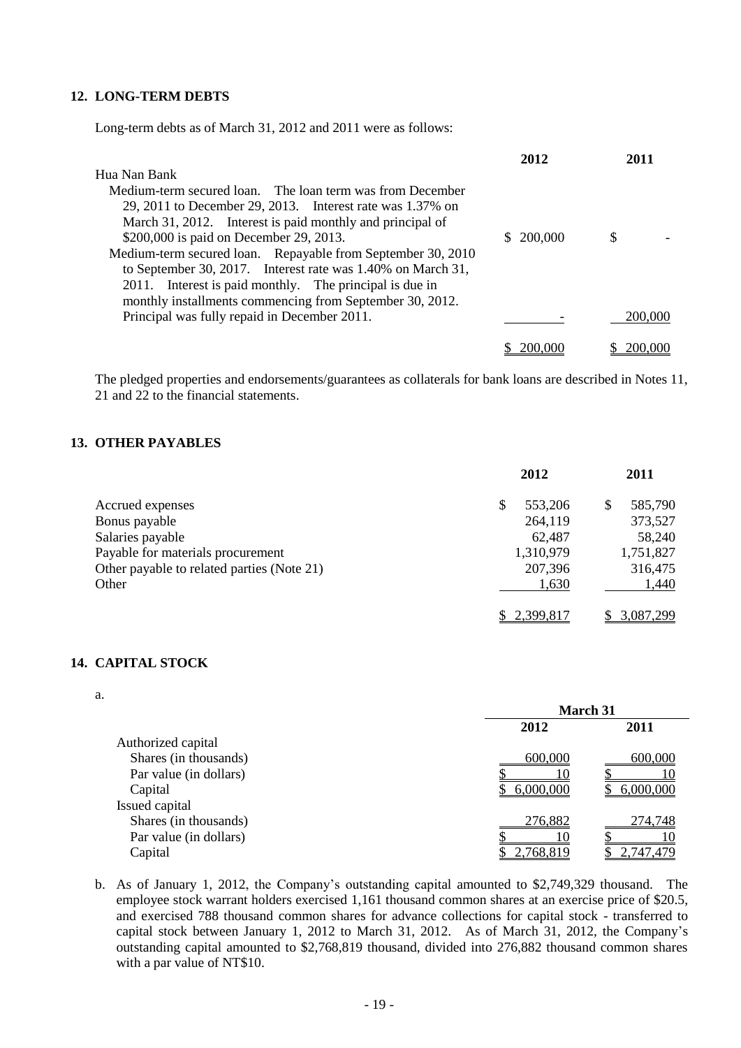## 12. LONG-TERM DEBTS

Long-term debts as of March 31, 2012 and 2011 were as follows:

| | 2012 | 2011 |
|---|---|---|
| Hua Nan Bank | | |
| Medium-term secured loan. The loan term was from December 29, 2011 to December 29, 2013. Interest rate was 1.37% on March 31, 2012. Interest is paid monthly and principal of $200,000 is paid on December 29, 2013. | $ 200,000 | $ - |
| Medium-term secured loan. Repayable from September 30, 2010 to September 30, 2017. Interest rate was 1.40% on March 31, 2011. Interest is paid monthly. The principal is due in monthly installments commencing from September 30, 2012. Principal was fully repaid in December 2011. | - | 200,000 |
| | $ 200,000 | $ 200,000 |

The pledged properties and endorsements/guarantees as collaterals for bank loans are described in Notes 11, 21 and 22 to the financial statements.

## 13. OTHER PAYABLES

| | 2012 | 2011 |
|---|---|---|
| Accrued expenses | $ 553,206 | $ 585,790 |
| Bonus payable | 264,119 | 373,527 |
| Salaries payable | 62,487 | 58,240 |
| Payable for materials procurement | 1,310,979 | 1,751,827 |
| Other payable to related parties (Note 21) | 207,396 | 316,475 |
| Other | 1,630 | 1,440 |
| | $ 2,399,817 | $ 3,087,299 |

## 14. CAPITAL STOCK

a.

| | March 31 | |
|---|---|---|
| | 2012 | 2011 |
| Authorized capital | | |
| Shares (in thousands) | 600,000 | 600,000 |
| Par value (in dollars) | $ 10 | $ 10 |
| Capital | $ 6,000,000 | $ 6,000,000 |
| Issued capital | | |
| Shares (in thousands) | 276,882 | 274,748 |
| Par value (in dollars) | $ 10 | $ 10 |
| Capital | $ 2,768,819 | $ 2,747,479 |

b. As of January 1, 2012, the Company's outstanding capital amounted to $2,749,329 thousand. The employee stock warrant holders exercised 1,161 thousand common shares at an exercise price of $20.5, and exercised 788 thousand common shares for advance collections for capital stock - transferred to capital stock between January 1, 2012 to March 31, 2012. As of March 31, 2012, the Company's outstanding capital amounted to $2,768,819 thousand, divided into 276,882 thousand common shares with a par value of NT$10.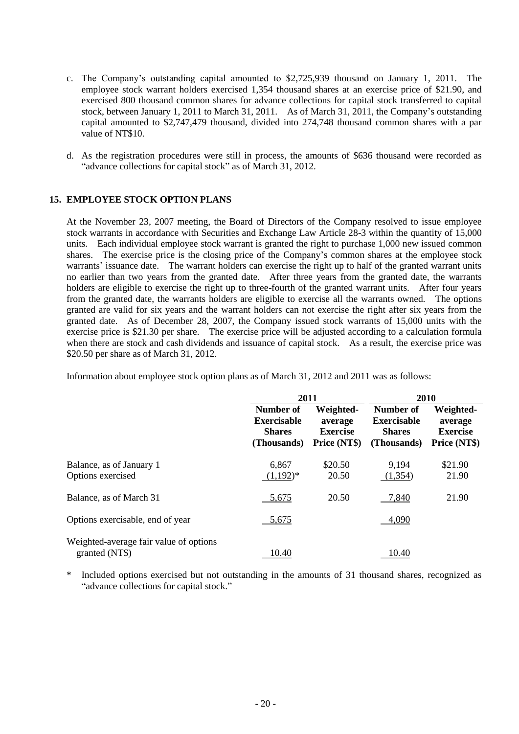c. The Company's outstanding capital amounted to $2,725,939 thousand on January 1, 2011. The employee stock warrant holders exercised 1,354 thousand shares at an exercise price of $21.90, and exercised 800 thousand common shares for advance collections for capital stock transferred to capital stock, between January 1, 2011 to March 31, 2011. As of March 31, 2011, the Company's outstanding capital amounted to $2,747,479 thousand, divided into 274,748 thousand common shares with a par value of NT$10.

d. As the registration procedures were still in process, the amounts of $636 thousand were recorded as "advance collections for capital stock" as of March 31, 2012.

## 15. EMPLOYEE STOCK OPTION PLANS

At the November 23, 2007 meeting, the Board of Directors of the Company resolved to issue employee stock warrants in accordance with Securities and Exchange Law Article 28-3 within the quantity of 15,000 units. Each individual employee stock warrant is granted the right to purchase 1,000 new issued common shares. The exercise price is the closing price of the Company's common shares at the employee stock warrants' issuance date. The warrant holders can exercise the right up to half of the granted warrant units no earlier than two years from the granted date. After three years from the granted date, the warrants holders are eligible to exercise the right up to three-fourth of the granted warrant units. After four years from the granted date, the warrants holders are eligible to exercise all the warrants owned. The options granted are valid for six years and the warrant holders can not exercise the right after six years from the granted date. As of December 28, 2007, the Company issued stock warrants of 15,000 units with the exercise price is $21.30 per share. The exercise price will be adjusted according to a calculation formula when there are stock and cash dividends and issuance of capital stock. As a result, the exercise price was $20.50 per share as of March 31, 2012.

Information about employee stock option plans as of March 31, 2012 and 2011 was as follows:

| | 2011 | | 2010 | |
|---|---|---|---|---|
| | Number of Exercisable Shares (Thousands) | Weighted-average Exercise Price (NT$) | Number of Exercisable Shares (Thousands) | Weighted-average Exercise Price (NT$) |
| Balance, as of January 1 | 6,867 | $20.50 | 9,194 | $21.90 |
| Options exercised | (1,192)* | 20.50 | (1,354) | 21.90 |
| Balance, as of March 31 | 5,675 | 20.50 | 7,840 | 21.90 |
| Options exercisable, end of year | 5,675 | | 4,090 | |
| Weighted-average fair value of options granted (NT$) | 10.40 | | 10.40 | |

\* Included options exercised but not outstanding in the amounts of 31 thousand shares, recognized as "advance collections for capital stock."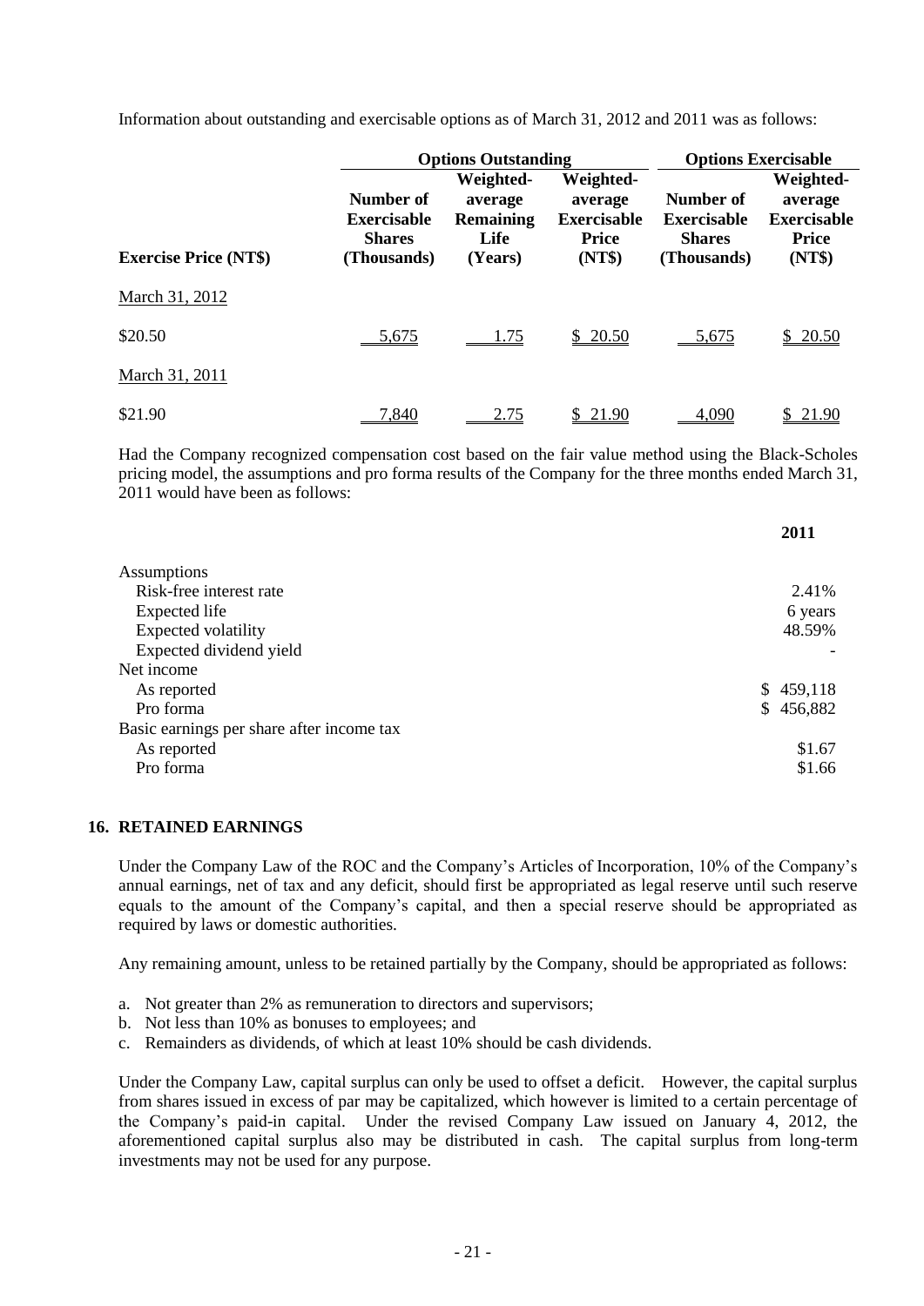Information about outstanding and exercisable options as of March 31, 2012 and 2011 was as follows:

| | Options Outstanding | | | Options Exercisable | |
|---|---|---|---|---|---|
| **Exercise Price (NT$)** | **Number of Exercisable Shares (Thousands)** | **Weighted-average Remaining Life (Years)** | **Weighted-average Exercisable Price (NT$)** | **Number of Exercisable Shares (Thousands)** | **Weighted-average Exercisable Price (NT$)** |
| March 31, 2012 | | | | | |
| $20.50 | 5,675 | 1.75 | $ 20.50 | 5,675 | $ 20.50 |
| March 31, 2011 | | | | | |
| $21.90 | 7,840 | 2.75 | $ 21.90 | 4,090 | $ 21.90 |

Had the Company recognized compensation cost based on the fair value method using the Black-Scholes pricing model, the assumptions and pro forma results of the Company for the three months ended March 31, 2011 would have been as follows:

| | 2011 |
|---|---|
| Assumptions | |
| Risk-free interest rate | 2.41% |
| Expected life | 6 years |
| Expected volatility | 48.59% |
| Expected dividend yield | - |
| Net income | |
| As reported | $ 459,118 |
| Pro forma | $ 456,882 |
| Basic earnings per share after income tax | |
| As reported | $1.67 |
| Pro forma | $1.66 |

## 16. RETAINED EARNINGS

Under the Company Law of the ROC and the Company's Articles of Incorporation, 10% of the Company's annual earnings, net of tax and any deficit, should first be appropriated as legal reserve until such reserve equals to the amount of the Company's capital, and then a special reserve should be appropriated as required by laws or domestic authorities.

Any remaining amount, unless to be retained partially by the Company, should be appropriated as follows:

a. Not greater than 2% as remuneration to directors and supervisors;
b. Not less than 10% as bonuses to employees; and
c. Remainders as dividends, of which at least 10% should be cash dividends.

Under the Company Law, capital surplus can only be used to offset a deficit. However, the capital surplus from shares issued in excess of par may be capitalized, which however is limited to a certain percentage of the Company's paid-in capital. Under the revised Company Law issued on January 4, 2012, the aforementioned capital surplus also may be distributed in cash. The capital surplus from long-term investments may not be used for any purpose.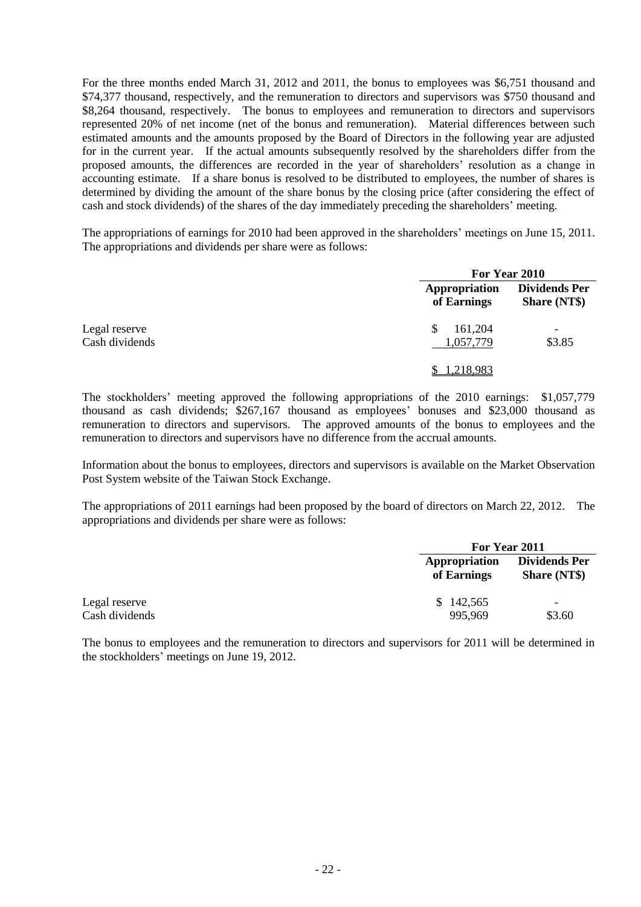For the three months ended March 31, 2012 and 2011, the bonus to employees was $6,751 thousand and $74,377 thousand, respectively, and the remuneration to directors and supervisors was $750 thousand and $8,264 thousand, respectively. The bonus to employees and remuneration to directors and supervisors represented 20% of net income (net of the bonus and remuneration). Material differences between such estimated amounts and the amounts proposed by the Board of Directors in the following year are adjusted for in the current year. If the actual amounts subsequently resolved by the shareholders differ from the proposed amounts, the differences are recorded in the year of shareholders' resolution as a change in accounting estimate. If a share bonus is resolved to be distributed to employees, the number of shares is determined by dividing the amount of the share bonus by the closing price (after considering the effect of cash and stock dividends) of the shares of the day immediately preceding the shareholders' meeting.

The appropriations of earnings for 2010 had been approved in the shareholders' meetings on June 15, 2011. The appropriations and dividends per share were as follows:

| | For Year 2010 | |
|---|---|---|
| | **Appropriation of Earnings** | **Dividends Per Share (NT$)** |
| Legal reserve | $ 161,204 | - |
| Cash dividends | 1,057,779 | $3.85 |
| | $ 1,218,983 | |

The stockholders' meeting approved the following appropriations of the 2010 earnings: $1,057,779 thousand as cash dividends; $267,167 thousand as employees' bonuses and $23,000 thousand as remuneration to directors and supervisors. The approved amounts of the bonus to employees and the remuneration to directors and supervisors have no difference from the accrual amounts.

Information about the bonus to employees, directors and supervisors is available on the Market Observation Post System website of the Taiwan Stock Exchange.

The appropriations of 2011 earnings had been proposed by the board of directors on March 22, 2012. The appropriations and dividends per share were as follows:

| | For Year 2011 | |
|---|---|---|
| | **Appropriation of Earnings** | **Dividends Per Share (NT$)** |
| Legal reserve | $ 142,565 | - |
| Cash dividends | 995,969 | $3.60 |

The bonus to employees and the remuneration to directors and supervisors for 2011 will be determined in the stockholders' meetings on June 19, 2012.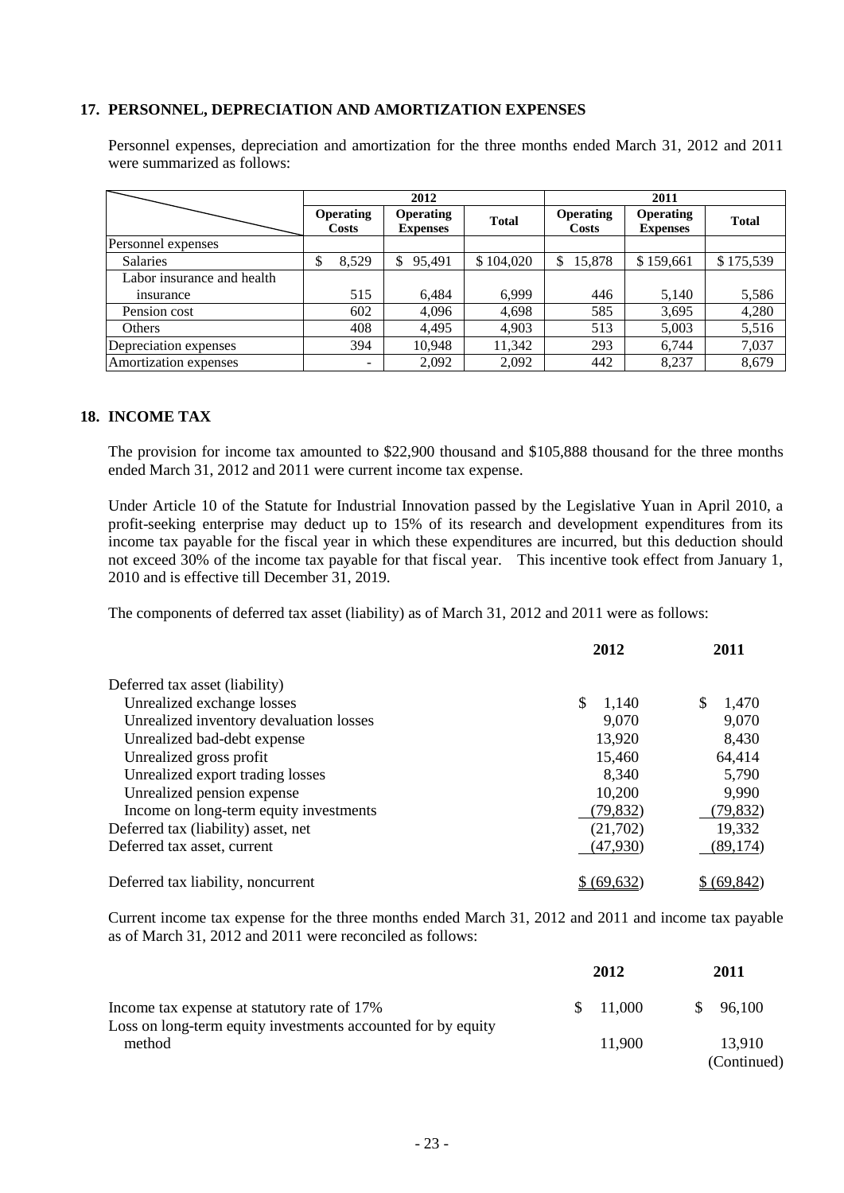## 17. PERSONNEL, DEPRECIATION AND AMORTIZATION EXPENSES

Personnel expenses, depreciation and amortization for the three months ended March 31, 2012 and 2011 were summarized as follows:

| | 2012 | | | 2011 | | |
|---|---|---|---|---|---|---|
| | Operating Costs | Operating Expenses | Total | Operating Costs | Operating Expenses | Total |
| Personnel expenses | | | | | | |
| Salaries | $ 8,529 | $ 95,491 | $ 104,020 | $ 15,878 | $ 159,661 | $ 175,539 |
| Labor insurance and health insurance | 515 | 6,484 | 6,999 | 446 | 5,140 | 5,586 |
| Pension cost | 602 | 4,096 | 4,698 | 585 | 3,695 | 4,280 |
| Others | 408 | 4,495 | 4,903 | 513 | 5,003 | 5,516 |
| Depreciation expenses | 394 | 10,948 | 11,342 | 293 | 6,744 | 7,037 |
| Amortization expenses | - | 2,092 | 2,092 | 442 | 8,237 | 8,679 |

## 18. INCOME TAX

The provision for income tax amounted to $22,900 thousand and $105,888 thousand for the three months ended March 31, 2012 and 2011 were current income tax expense.

Under Article 10 of the Statute for Industrial Innovation passed by the Legislative Yuan in April 2010, a profit-seeking enterprise may deduct up to 15% of its research and development expenditures from its income tax payable for the fiscal year in which these expenditures are incurred, but this deduction should not exceed 30% of the income tax payable for that fiscal year. This incentive took effect from January 1, 2010 and is effective till December 31, 2019.

The components of deferred tax asset (liability) as of March 31, 2012 and 2011 were as follows:

| | 2012 | 2011 |
|---|---|---|
| Deferred tax asset (liability) | | |
| Unrealized exchange losses | $ 1,140 | $ 1,470 |
| Unrealized inventory devaluation losses | 9,070 | 9,070 |
| Unrealized bad-debt expense | 13,920 | 8,430 |
| Unrealized gross profit | 15,460 | 64,414 |
| Unrealized export trading losses | 8,340 | 5,790 |
| Unrealized pension expense | 10,200 | 9,990 |
| Income on long-term equity investments | (79,832) | (79,832) |
| Deferred tax (liability) asset, net | (21,702) | 19,332 |
| Deferred tax asset, current | (47,930) | (89,174) |
| Deferred tax liability, noncurrent | $ (69,632) | $ (69,842) |

Current income tax expense for the three months ended March 31, 2012 and income tax payable as of March 31, 2012 and 2011 were reconciled as follows:

| | 2012 | 2011 |
|---|---|---|
| Income tax expense at statutory rate of 17% | $ 11,000 | $ 96,100 |
| Loss on long-term equity investments accounted for by equity method | 11,900 | 13,910 |

(Continued)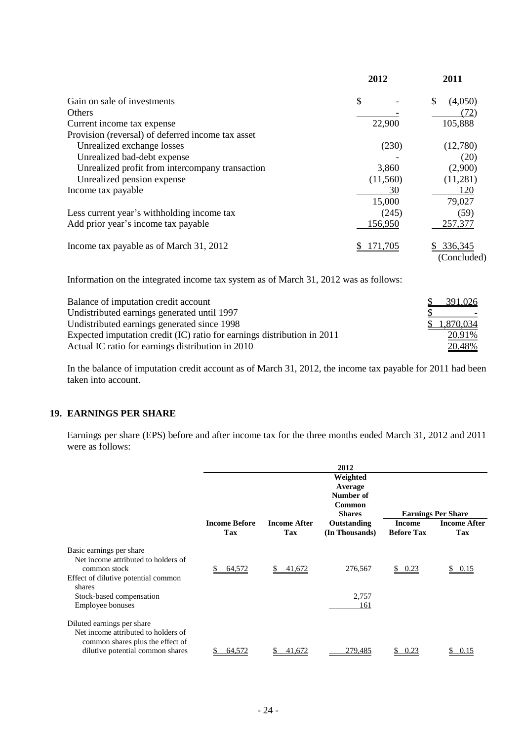| | 2012 | 2011 |
|---|---|---|
| Gain on sale of investments | $ - | $ (4,050) |
| Others | - | (72) |
| Current income tax expense | 22,900 | 105,888 |
| Provision (reversal) of deferred income tax asset | | |
| Unrealized exchange losses | (230) | (12,780) |
| Unrealized bad-debt expense | - | (20) |
| Unrealized profit from intercompany transaction | 3,860 | (2,900) |
| Unrealized pension expense | (11,560) | (11,281) |
| Income tax payable | 30 | 120 |
| | 15,000 | 79,027 |
| Less current year's withholding income tax | (245) | (59) |
| Add prior year's income tax payable | 156,950 | 257,377 |
| Income tax payable as of March 31, 2012 | $ 171,705 | $ 336,345 |

(Concluded)

Information on the integrated income tax system as of March 31, 2012 was as follows:

| | |
|---|---|
| Balance of imputation credit account | $ 391,026 |
| Undistributed earnings generated until 1997 | $ - |
| Undistributed earnings generated since 1998 | $ 1,870,034 |
| Expected imputation credit (IC) ratio for earnings distribution in 2011 | 20.91% |
| Actual IC ratio for earnings distribution in 2010 | 20.48% |

In the balance of imputation credit account as of March 31, 2012, the income tax payable for 2011 had been taken into account.

## 19. EARNINGS PER SHARE

Earnings per share (EPS) before and after income tax for the three months ended March 31, 2012 and 2011 were as follows:

| | 2012 | | | | |
|---|---|---|---|---|---|
| | | | Weighted Average Number of Common Shares | Earnings Per Share | |
| | Income Before Tax | Income After Tax | Outstanding (In Thousands) | Income Before Tax | Income After Tax |
| Basic earnings per share | | | | | |
| Net income attributed to holders of common stock | $ 64,572 | $ 41,672 | 276,567 | $ 0.23 | $ 0.15 |
| Effect of dilutive potential common shares | | | | | |
| Stock-based compensation | | | 2,757 | | |
| Employee bonuses | | | 161 | | |
| Diluted earnings per share | | | | | |
| Net income attributed to holders of common shares plus the effect of dilutive potential common shares | $ 64,572 | $ 41,672 | 279,485 | $ 0.23 | $ 0.15 |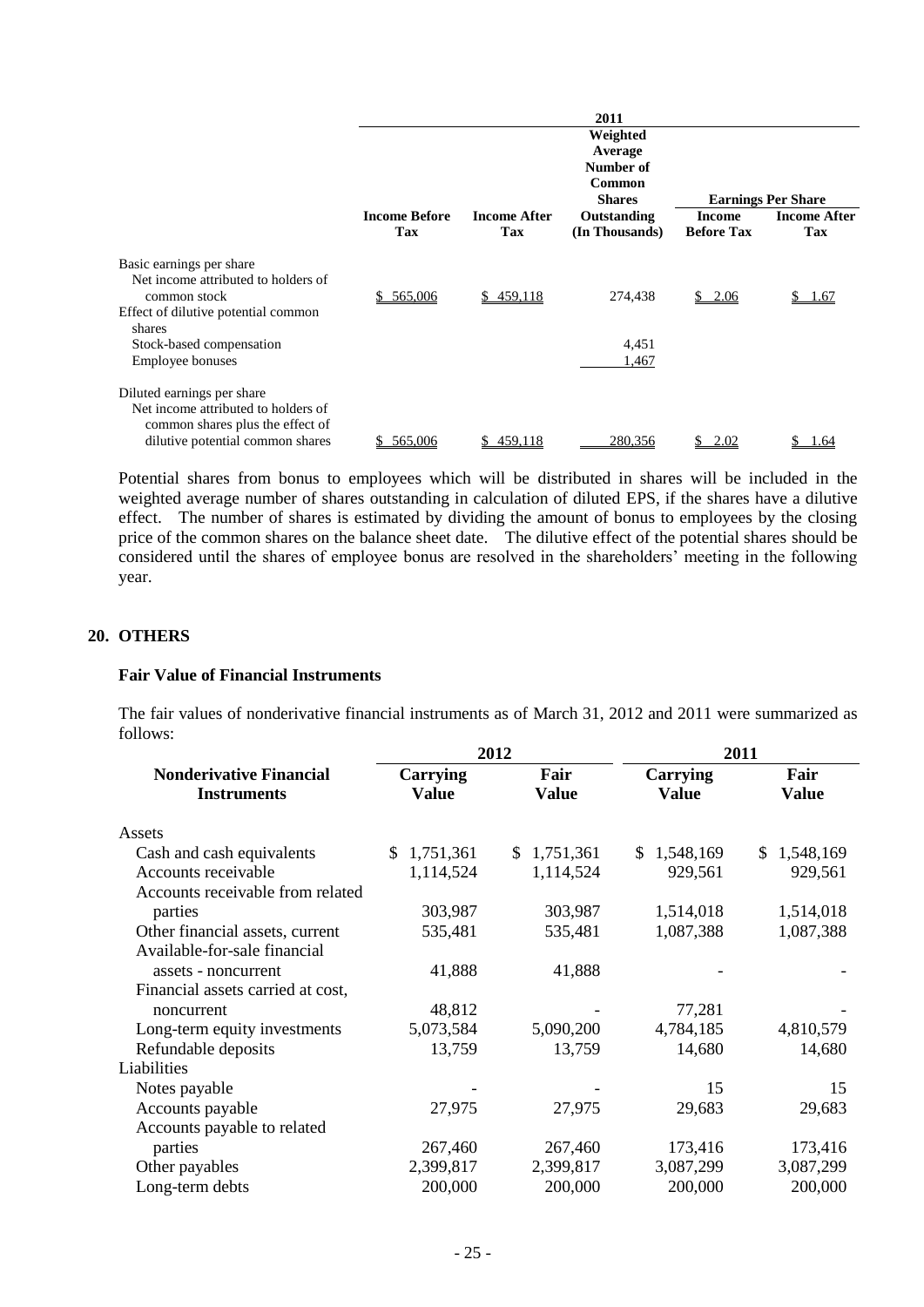| | 2011 | | | | |
|---|---|---|---|---|---|
| | Income Before Tax | Income After Tax | Weighted Average Number of Common Shares Outstanding (In Thousands) | Earnings Per Share | |
| | | | | Income Before Tax | Income After Tax |
| Basic earnings per share | | | | | |
| Net income attributed to holders of common stock | $ 565,006 | $ 459,118 | 274,438 | $ 2.06 | $ 1.67 |
| Effect of dilutive potential common shares | | | | | |
| Stock-based compensation | | | 4,451 | | |
| Employee bonuses | | | 1,467 | | |
| Diluted earnings per share | | | | | |
| Net income attributed to holders of common shares plus the effect of dilutive potential common shares | $ 565,006 | $ 459,118 | 280,356 | $ 2.02 | $ 1.64 |

Potential shares from bonus to employees which will be distributed in shares will be included in the weighted average number of shares outstanding in calculation of diluted EPS, if the shares have a dilutive effect. The number of shares is estimated by dividing the amount of bonus to employees by the closing price of the common shares on the balance sheet date. The dilutive effect of the potential shares should be considered until the shares of employee bonus are resolved in the shareholders' meeting in the following year.

## 20. OTHERS

### Fair Value of Financial Instruments

The fair values of nonderivative financial instruments as of March 31, 2012 and 2011 were summarized as follows:

| Nonderivative Financial Instruments | 2012 | | 2011 | |
|---|---|---|---|---|
| | Carrying Value | Fair Value | Carrying Value | Fair Value |
| Assets | | | | |
| Cash and cash equivalents | $ 1,751,361 | $ 1,751,361 | $ 1,548,169 | $ 1,548,169 |
| Accounts receivable | 1,114,524 | 1,114,524 | 929,561 | 929,561 |
| Accounts receivable from related parties | 303,987 | 303,987 | 1,514,018 | 1,514,018 |
| Other financial assets, current | 535,481 | 535,481 | 1,087,388 | 1,087,388 |
| Available-for-sale financial assets - noncurrent | 41,888 | 41,888 | - | - |
| Financial assets carried at cost, noncurrent | 48,812 | - | 77,281 | - |
| Long-term equity investments | 5,073,584 | 5,090,200 | 4,784,185 | 4,810,579 |
| Refundable deposits | 13,759 | 13,759 | 14,680 | 14,680 |
| Liabilities | | | | |
| Notes payable | - | - | 15 | 15 |
| Accounts payable | 27,975 | 27,975 | 29,683 | 29,683 |
| Accounts payable to related parties | 267,460 | 267,460 | 173,416 | 173,416 |
| Other payables | 2,399,817 | 2,399,817 | 3,087,299 | 3,087,299 |
| Long-term debts | 200,000 | 200,000 | 200,000 | 200,000 |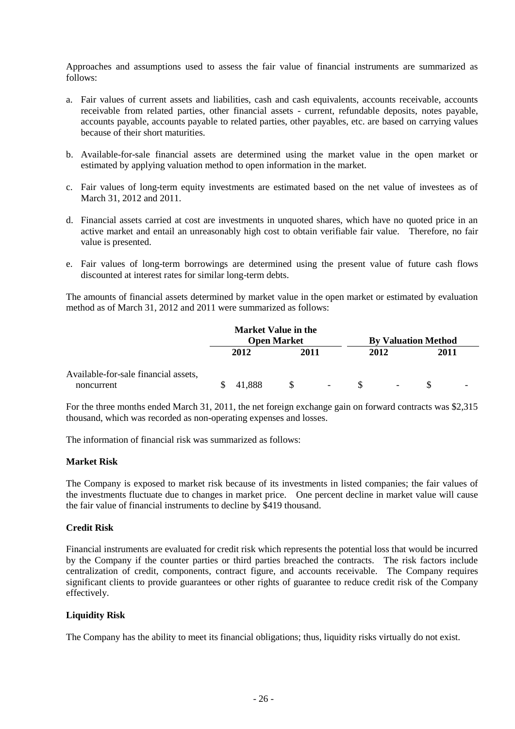Approaches and assumptions used to assess the fair value of financial instruments are summarized as follows:

a. Fair values of current assets and liabilities, cash and cash equivalents, accounts receivable, accounts receivable from related parties, other financial assets - current, refundable deposits, notes payable, accounts payable, accounts payable to related parties, other payables, etc. are based on carrying values because of their short maturities.

b. Available-for-sale financial assets are determined using the market value in the open market or estimated by applying valuation method to open information in the market.

c. Fair values of long-term equity investments are estimated based on the net value of investees as of March 31, 2012 and 2011.

d. Financial assets carried at cost are investments in unquoted shares, which have no quoted price in an active market and entail an unreasonably high cost to obtain verifiable fair value. Therefore, no fair value is presented.

e. Fair values of long-term borrowings are determined using the present value of future cash flows discounted at interest rates for similar long-term debts.

The amounts of financial assets determined by market value in the open market or estimated by evaluation method as of March 31, 2012 and 2011 were summarized as follows:

| | Market Value in the Open Market | | By Valuation Method | |
|---|---|---|---|---|
| | 2012 | 2011 | 2012 | 2011 |
| Available-for-sale financial assets, noncurrent | $ 41,888 | $ - | $ - | $ - |

For the three months ended March 31, 2011, the net foreign exchange gain on forward contracts was $2,315 thousand, which was recorded as non-operating expenses and losses.

The information of financial risk was summarized as follows:

**Market Risk**

The Company is exposed to market risk because of its investments in listed companies; the fair values of the investments fluctuate due to changes in market price. One percent decline in market value will cause the fair value of financial instruments to decline by $419 thousand.

**Credit Risk**

Financial instruments are evaluated for credit risk which represents the potential loss that would be incurred by the Company if the counter parties or third parties breached the contracts. The risk factors include centralization of credit, components, contract figure, and accounts receivable. The Company requires significant clients to provide guarantees or other rights of guarantee to reduce credit risk of the Company effectively.

**Liquidity Risk**

The Company has the ability to meet its financial obligations; thus, liquidity risks virtually do not exist.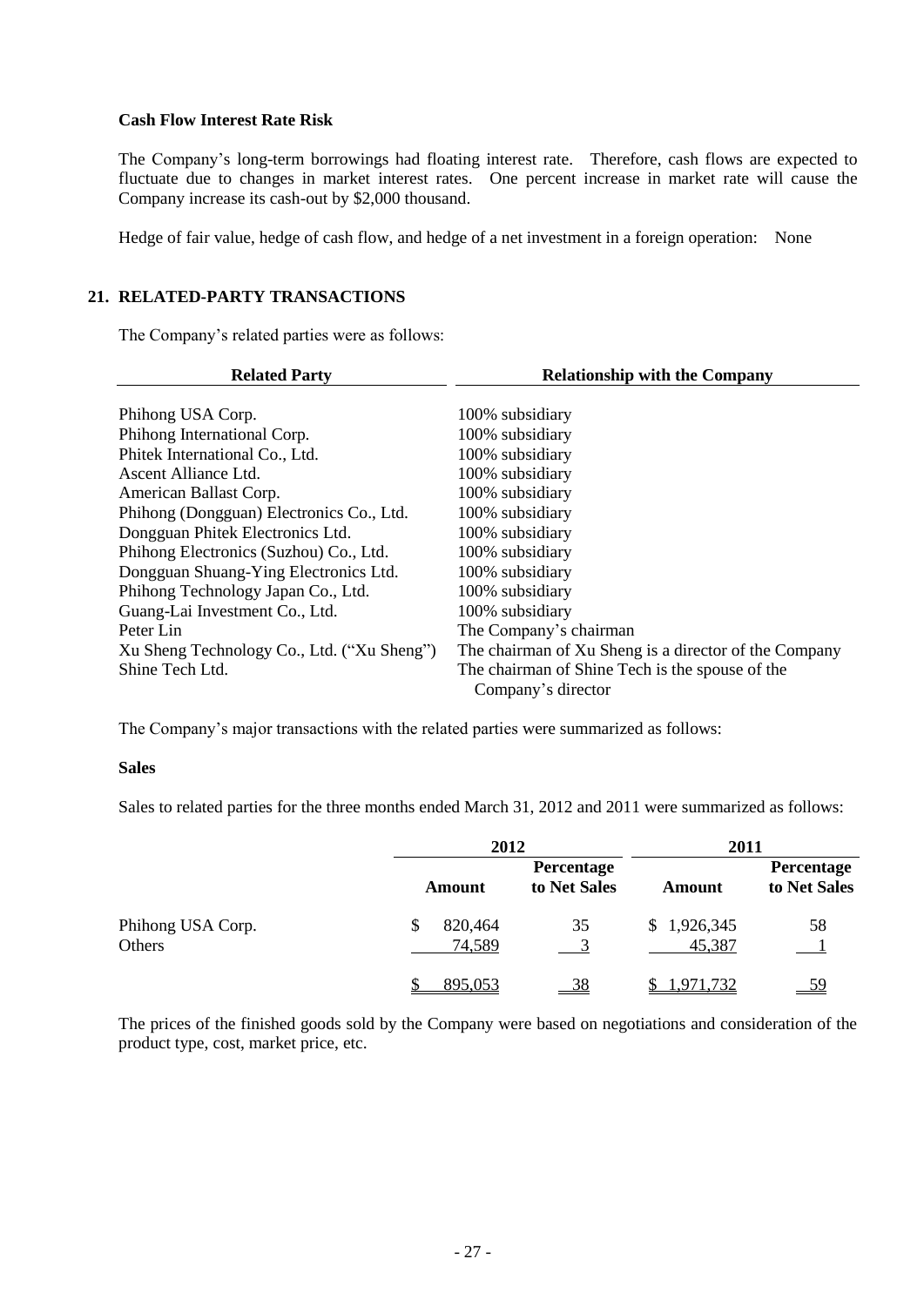**Cash Flow Interest Rate Risk**

The Company's long-term borrowings had floating interest rate. Therefore, cash flows are expected to fluctuate due to changes in market interest rates. One percent increase in market rate will cause the Company increase its cash-out by $2,000 thousand.

Hedge of fair value, hedge of cash flow, and hedge of a net investment in a foreign operation: None

## 21. RELATED-PARTY TRANSACTIONS

The Company's related parties were as follows:

| Related Party | Relationship with the Company |
|---|---|
| Phihong USA Corp. | 100% subsidiary |
| Phihong International Corp. | 100% subsidiary |
| Phitek International Co., Ltd. | 100% subsidiary |
| Ascent Alliance Ltd. | 100% subsidiary |
| American Ballast Corp. | 100% subsidiary |
| Phihong (Dongguan) Electronics Co., Ltd. | 100% subsidiary |
| Dongguan Phitek Electronics Ltd. | 100% subsidiary |
| Phihong Electronics (Suzhou) Co., Ltd. | 100% subsidiary |
| Dongguan Shuang-Ying Electronics Ltd. | 100% subsidiary |
| Phihong Technology Japan Co., Ltd. | 100% subsidiary |
| Guang-Lai Investment Co., Ltd. | 100% subsidiary |
| Peter Lin | The Company's chairman |
| Xu Sheng Technology Co., Ltd. ("Xu Sheng") | The chairman of Xu Sheng is a director of the Company |
| Shine Tech Ltd. | The chairman of Shine Tech is the spouse of the Company's director |

The Company's major transactions with the related parties were summarized as follows:

**Sales**

Sales to related parties for the three months ended March 31, 2012 and 2011 were summarized as follows:

| | 2012 | | 2011 | |
|---|---|---|---|---|
| | Amount | Percentage to Net Sales | Amount | Percentage to Net Sales |
| Phihong USA Corp. | $ 820,464 | 35 | $ 1,926,345 | 58 |
| Others | 74,589 | 3 | 45,387 | 1 |
| | $ 895,053 | 38 | $ 1,971,732 | 59 |

The prices of the finished goods sold by the Company were based on negotiations and consideration of the product type, cost, market price, etc.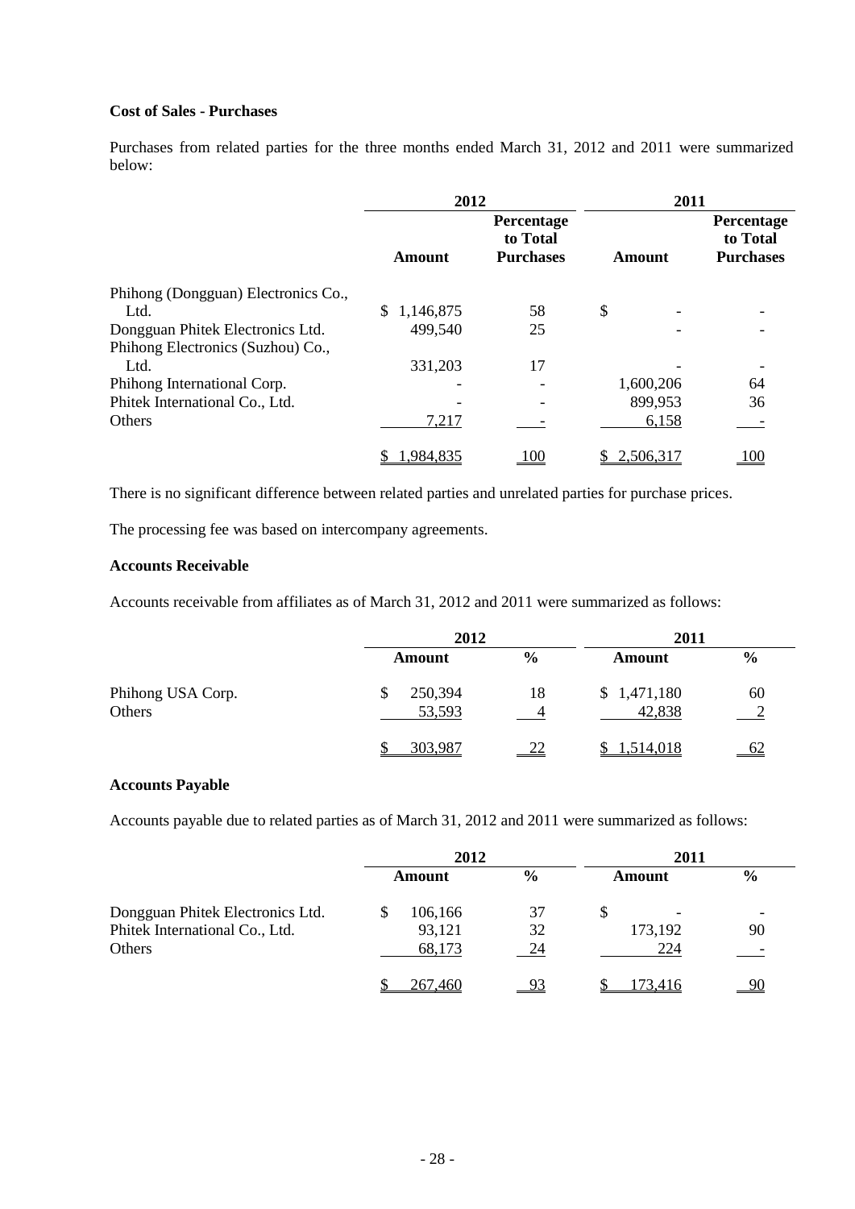**Cost of Sales - Purchases**

Purchases from related parties for the three months ended March 31, 2012 and 2011 were summarized below:

| | 2012 | | 2011 | |
|---|---|---|---|---|
| | Amount | Percentage to Total Purchases | Amount | Percentage to Total Purchases |
| Phihong (Dongguan) Electronics Co., Ltd. | $ 1,146,875 | 58 | $ - | - |
| Dongguan Phitek Electronics Ltd. | 499,540 | 25 | - | - |
| Phihong Electronics (Suzhou) Co., Ltd. | 331,203 | 17 | - | - |
| Phihong International Corp. | - | - | 1,600,206 | 64 |
| Phitek International Co., Ltd. | - | - | 899,953 | 36 |
| Others | 7,217 | - | 6,158 | - |
| | $ 1,984,835 | 100 | $ 2,506,317 | 100 |

There is no significant difference between related parties and unrelated parties for purchase prices.

The processing fee was based on intercompany agreements.

**Accounts Receivable**

Accounts receivable from affiliates as of March 31, 2012 and 2011 were summarized as follows:

| | 2012 | | 2011 | |
|---|---|---|---|---|
| | Amount | % | Amount | % |
| Phihong USA Corp. | $ 250,394 | 18 | $ 1,471,180 | 60 |
| Others | 53,593 | 4 | 42,838 | 2 |
| | $ 303,987 | 22 | $ 1,514,018 | 62 |

**Accounts Payable**

Accounts payable due to related parties as of March 31, 2012 and 2011 were summarized as follows:

| | 2012 | | 2011 | |
|---|---|---|---|---|
| | Amount | % | Amount | % |
| Dongguan Phitek Electronics Ltd. | $ 106,166 | 37 | $ - | - |
| Phitek International Co., Ltd. | 93,121 | 32 | 173,192 | 90 |
| Others | 68,173 | 24 | 224 | - |
| | $ 267,460 | 93 | $ 173,416 | 90 |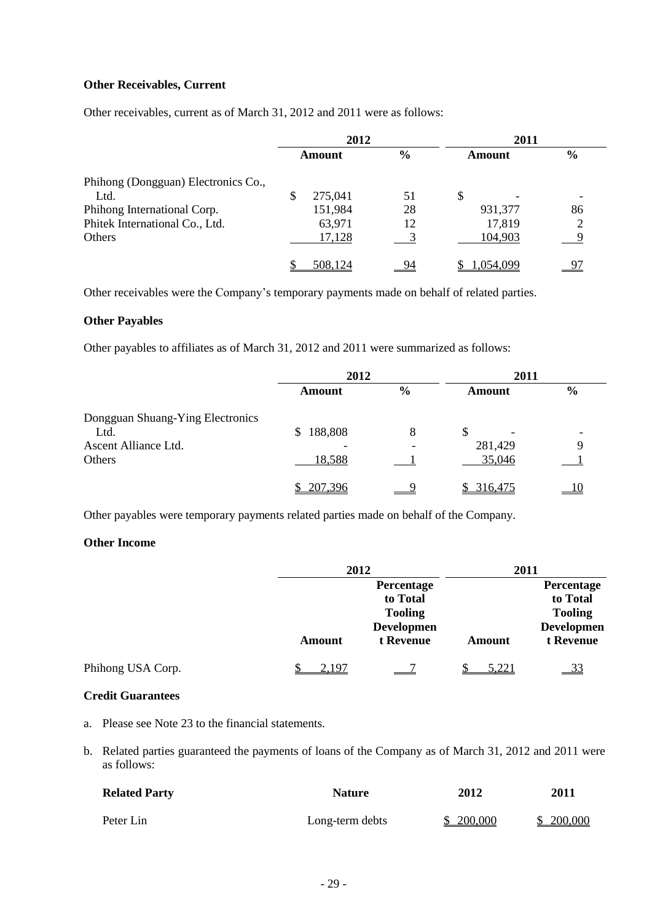**Other Receivables, Current**

Other receivables, current as of March 31, 2012 and 2011 were as follows:

| | 2012 | | 2011 | |
|---|---|---|---|---|
| | Amount | % | Amount | % |
| Phihong (Dongguan) Electronics Co., Ltd. | $ 275,041 | 51 | $ - | - |
| Phihong International Corp. | 151,984 | 28 | 931,377 | 86 |
| Phitek International Co., Ltd. | 63,971 | 12 | 17,819 | 2 |
| Others | 17,128 | 3 | 104,903 | 9 |
| | $ 508,124 | 94 | $ 1,054,099 | 97 |

Other receivables were the Company's temporary payments made on behalf of related parties.

**Other Payables**

Other payables to affiliates as of March 31, 2012 and 2011 were summarized as follows:

| | 2012 | | 2011 | |
|---|---|---|---|---|
| | Amount | % | Amount | % |
| Dongguan Shuang-Ying Electronics Ltd. | $ 188,808 | 8 | $ - | - |
| Ascent Alliance Ltd. | - | - | 281,429 | 9 |
| Others | 18,588 | 1 | 35,046 | 1 |
| | $ 207,396 | 9 | $ 316,475 | 10 |

Other payables were temporary payments related parties made on behalf of the Company.

**Other Income**

| | 2012 | | 2011 | |
|---|---|---|---|---|
| | Amount | Percentage to Total Tooling Development Revenue | Amount | Percentage to Total Tooling Development Revenue |
| Phihong USA Corp. | $ 2,197 | 7 | $ 5,221 | 33 |

**Credit Guarantees**

a. Please see Note 23 to the financial statements.

b. Related parties guaranteed the payments of loans of the Company as of March 31, 2012 and 2011 were as follows:

| Related Party | Nature | 2012 | 2011 |
|---|---|---|---|
| Peter Lin | Long-term debts | $ 200,000 | $ 200,000 |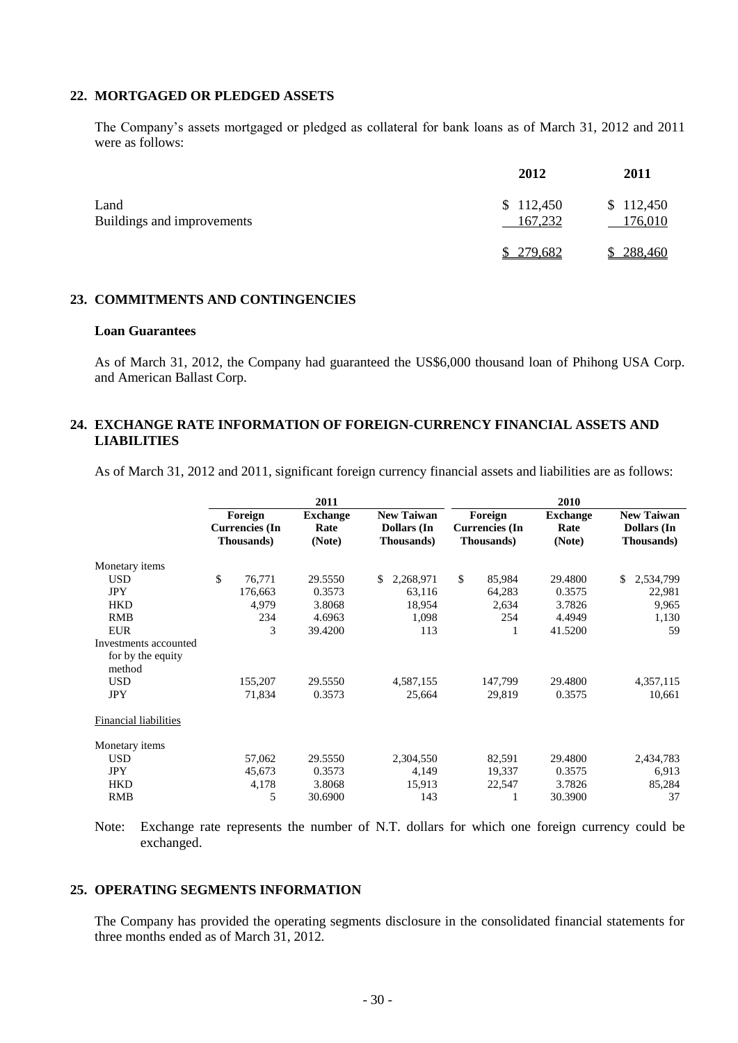## 22. MORTGAGED OR PLEDGED ASSETS

The Company's assets mortgaged or pledged as collateral for bank loans as of March 31, 2012 and 2011 were as follows:

| | 2012 | 2011 |
|---|---|---|
| Land | $ 112,450 | $ 112,450 |
| Buildings and improvements | 167,232 | 176,010 |
| | $ 279,682 | $ 288,460 |

## 23. COMMITMENTS AND CONTINGENCIES

### Loan Guarantees

As of March 31, 2012, the Company had guaranteed the US$6,000 thousand loan of Phihong USA Corp. and American Ballast Corp.

## 24. EXCHANGE RATE INFORMATION OF FOREIGN-CURRENCY FINANCIAL ASSETS AND LIABILITIES

As of March 31, 2012 and 2011, significant foreign currency financial assets and liabilities are as follows:

| | 2011 | | | 2010 | | |
|---|---|---|---|---|---|---|
| | Foreign Currencies (In Thousands) | Exchange Rate (Note) | New Taiwan Dollars (In Thousands) | Foreign Currencies (In Thousands) | Exchange Rate (Note) | New Taiwan Dollars (In Thousands) |
| Monetary items | | | | | | |
| USD | $ 76,771 | 29.5550 | $ 2,268,971 | $ 85,984 | 29.4800 | $ 2,534,799 |
| JPY | 176,663 | 0.3573 | 63,116 | 64,283 | 0.3575 | 22,981 |
| HKD | 4,979 | 3.8068 | 18,954 | 2,634 | 3.7826 | 9,965 |
| RMB | 234 | 4.6963 | 1,098 | 254 | 4.4949 | 1,130 |
| EUR | 3 | 39.4200 | 113 | 1 | 41.5200 | 59 |
| Investments accounted for by the equity method | | | | | | |
| USD | 155,207 | 29.5550 | 4,587,155 | 147,799 | 29.4800 | 4,357,115 |
| JPY | 71,834 | 0.3573 | 25,664 | 29,819 | 0.3575 | 10,661 |
| Financial liabilities | | | | | | |
| Monetary items | | | | | | |
| USD | 57,062 | 29.5550 | 2,304,550 | 82,591 | 29.4800 | 2,434,783 |
| JPY | 45,673 | 0.3573 | 4,149 | 19,337 | 0.3575 | 6,913 |
| HKD | 4,178 | 3.8068 | 15,913 | 22,547 | 3.7826 | 85,284 |
| RMB | 5 | 30.6900 | 143 | 1 | 30.3900 | 37 |

Note: Exchange rate represents the number of N.T. dollars for which one foreign currency could be exchanged.

## 25. OPERATING SEGMENTS INFORMATION

The Company has provided the operating segments disclosure in the consolidated financial statements for three months ended as of March 31, 2012.